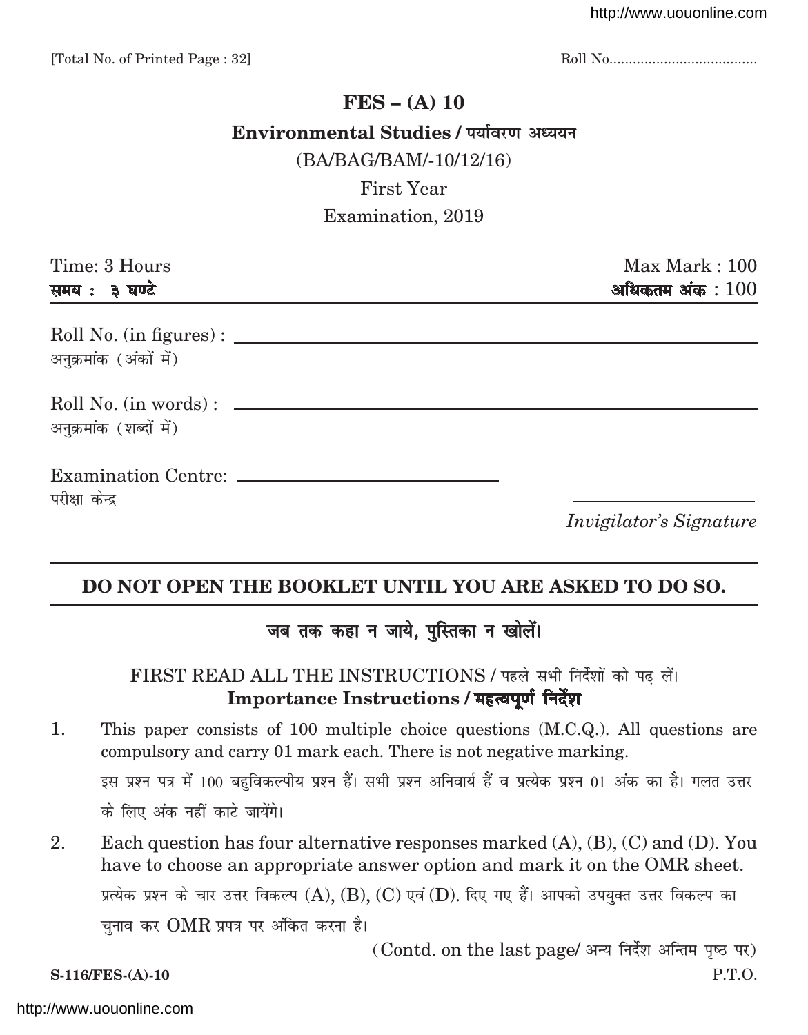[Total No. of Printed Page : 32] Roll No.....................................

# FES – (A) 10

## Environmental Studies / पर्यावरण अध्ययन

(BA/BAG/BAM/-10/12/16)

First Year

Examination, 2019

Time: 3 Hours
समय : ३ घण्टे

Max Mark : 100
अधिकतम अंक : 100

Roll No. (in figures) : ______________________
अनुक्रमांक (अंकों में)

Roll No. (in words) : ______________________
अनुक्रमांक (शब्दों में)

Examination Centre: ______________________
परीक्षा केन्द्र

_______________
*Invigilator's Signature*

---

**DO NOT OPEN THE BOOKLET UNTIL YOU ARE ASKED TO DO SO.**

**जब तक कहा न जाये, पुस्तिका न खोलें।**

FIRST READ ALL THE INSTRUCTIONS / पहले सभी निर्देशों को पढ़ लें।

**Importance Instructions / महत्वपूर्ण निर्देश**

1. This paper consists of 100 multiple choice questions (M.C.Q.). All questions are compulsory and carry 01 mark each. There is not negative marking.

   इस प्रश्न पत्र में 100 बहुविकल्पीय प्रश्न हैं। सभी प्रश्न अनिवार्य हैं व प्रत्येक प्रश्न 01 अंक का है। गलत उत्तर के लिए अंक नहीं काटे जायेंगे।

2. Each question has four alternative responses marked (A), (B), (C) and (D). You have to choose an appropriate answer option and mark it on the OMR sheet.

   प्रत्येक प्रश्न के चार उत्तर विकल्प (A), (B), (C) एवं (D). दिए गए हैं। आपको उपयुक्त उत्तर विकल्प का चुनाव कर OMR प्रपत्र पर अंकित करना है।

(Contd. on the last page/ अन्य निर्देश अन्तिम पृष्ठ पर)

S-116/FES-(A)-10 P.T.O.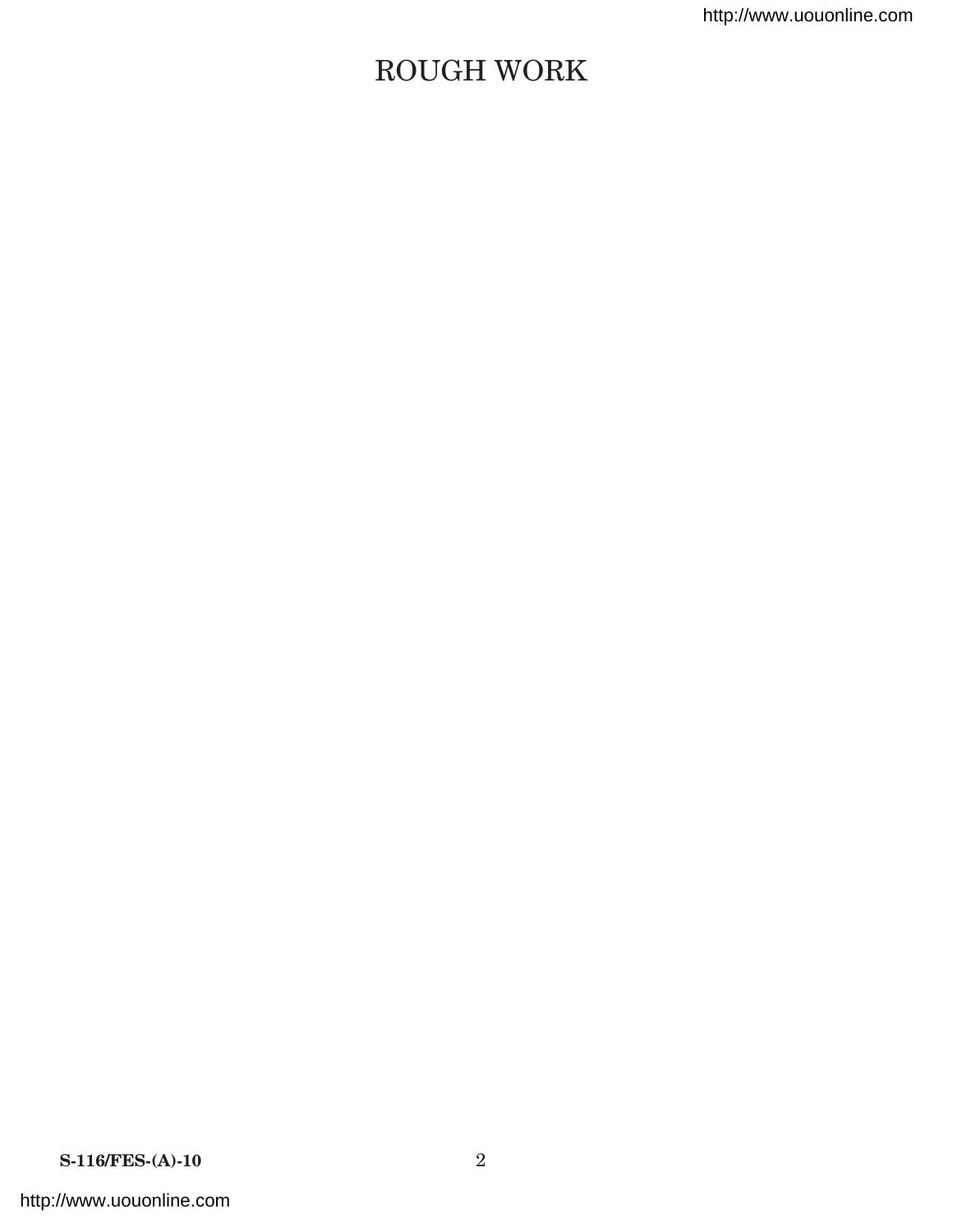# ROUGH WORK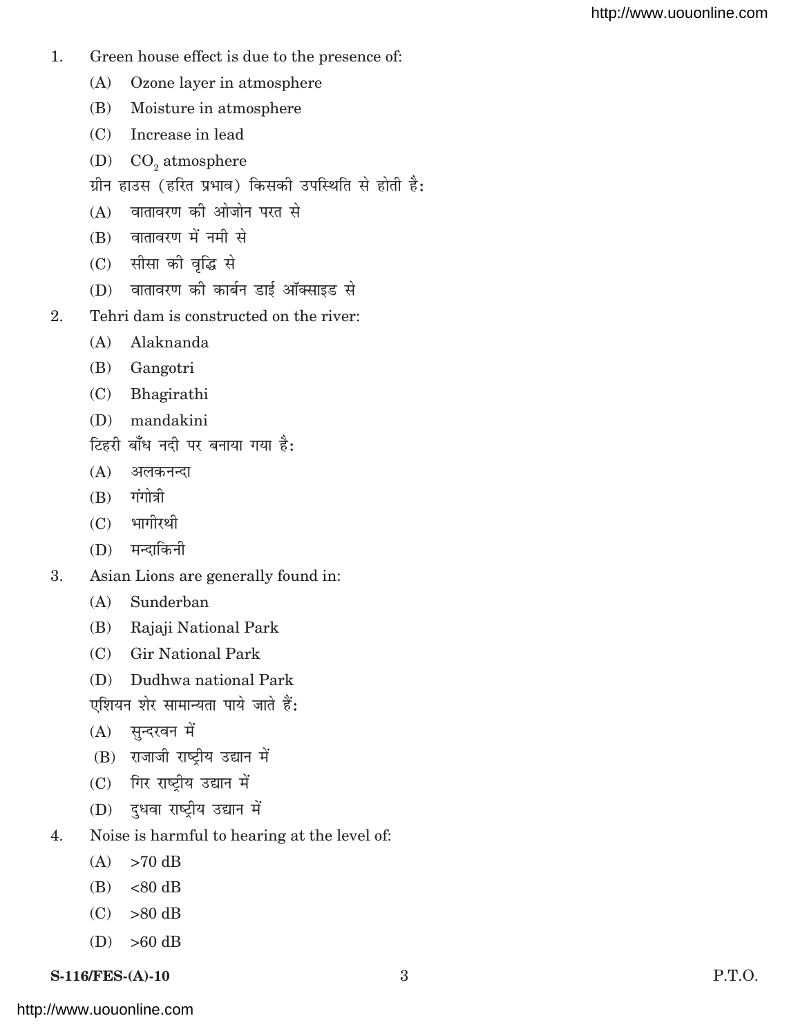1. Green house effect is due to the presence of:

   (A) Ozone layer in atmosphere

   (B) Moisture in atmosphere

   (C) Increase in lead

   (D) $CO_2$ atmosphere

   ग्रीन हाउस (हरित प्रभाव) किसकी उपस्थिति से होती है:

   (A) वातावरण की ओजोन परत से

   (B) वातावरण में नमी से

   (C) सीसा की वृद्धि से

   (D) वातावरण की कार्बन डाई ऑक्साइड से

2. Tehri dam is constructed on the river:

   (A) Alaknanda

   (B) Gangotri

   (C) Bhagirathi

   (D) mandakini

   टिहरी बाँध नदी पर बनाया गया है:

   (A) अलकनन्दा

   (B) गंगोत्री

   (C) भागीरथी

   (D) मन्दाकिनी

3. Asian Lions are generally found in:

   (A) Sunderban

   (B) Rajaji National Park

   (C) Gir National Park

   (D) Dudhwa national Park

   एशियन शेर सामान्यता पाये जाते हैं:

   (A) सुन्दरवन में

   (B) राजाजी राष्ट्रीय उद्यान में

   (C) गिर राष्ट्रीय उद्यान में

   (D) दुधवा राष्ट्रीय उद्यान में

4. Noise is harmful to hearing at the level of:

   (A) >70 dB

   (B) <80 dB

   (C) >80 dB

   (D) >60 dB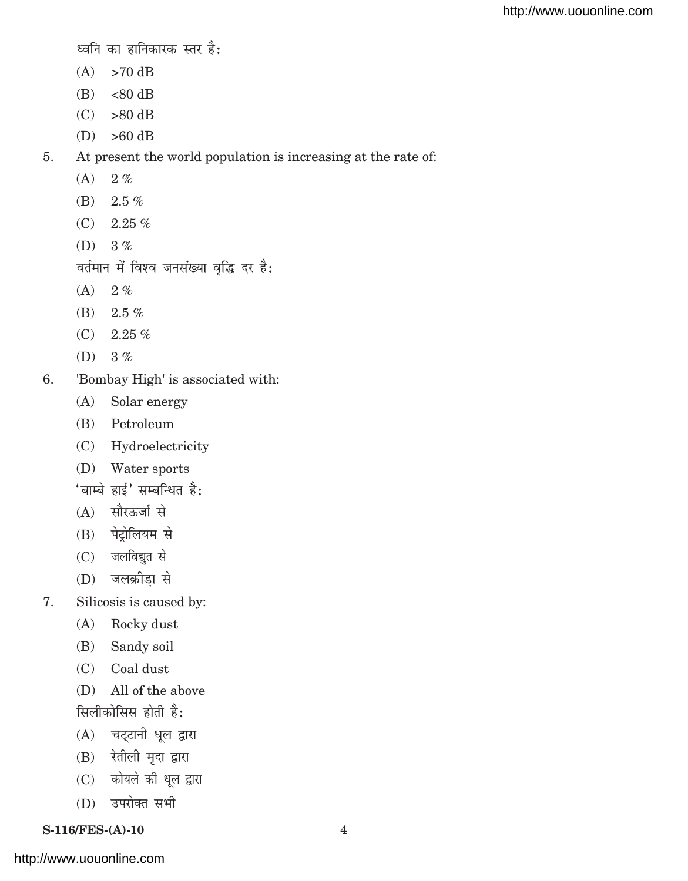ध्वनि का हानिकारक स्तर है:

(A) >70 dB

(B) <80 dB

(C) >80 dB

(D) >60 dB

5. At present the world population is increasing at the rate of:

(A) 2 %

(B) 2.5 %

(C) 2.25 %

(D) 3 %

वर्तमान में विश्व जनसंख्या वृद्धि दर है:

(A) 2 %

(B) 2.5 %

(C) 2.25 %

(D) 3 %

6. 'Bombay High' is associated with:

(A) Solar energy

(B) Petroleum

(C) Hydroelectricity

(D) Water sports

'बाम्बे हाई' सम्बन्धित है:

(A) सौरऊर्जा से

(B) पेट्रोलियम से

(C) जलविद्युत से

(D) जलक्रीड़ा से

7. Silicosis is caused by:

(A) Rocky dust

(B) Sandy soil

(C) Coal dust

(D) All of the above

सिलीकोसिस होती है:

(A) चट्टानी धूल द्वारा

(B) रेतीली मृदा द्वारा

(C) कोयले की धूल द्वारा

(D) उपरोक्त सभी

S-116/FES-(A)-10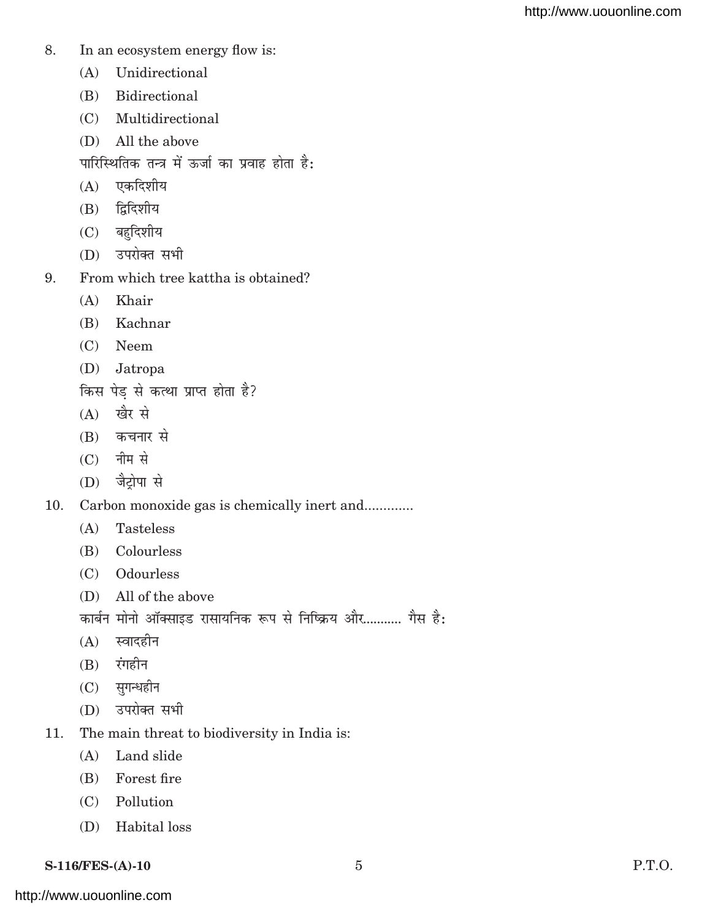8. In an ecosystem energy flow is:
   (A) Unidirectional
   (B) Bidirectional
   (C) Multidirectional
   (D) All the above

   पारिस्थितिक तन्त्र में ऊर्जा का प्रवाह होता है:
   (A) एकदिशीय
   (B) द्विदिशीय
   (C) बहुदिशीय
   (D) उपरोक्त सभी

9. From which tree kattha is obtained?
   (A) Khair
   (B) Kachnar
   (C) Neem
   (D) Jatropa

   किस पेड़ से कत्था प्राप्त होता है?
   (A) खैर से
   (B) कचनार से
   (C) नीम से
   (D) जैट्रोपा से

10. Carbon monoxide gas is chemically inert and.............
    (A) Tasteless
    (B) Colourless
    (C) Odourless
    (D) All of the above

    कार्बन मोनो ऑक्साइड रासायनिक रूप से निष्क्रिय और.......... गैस है:
    (A) स्वादहीन
    (B) रंगहीन
    (C) सुगन्धहीन
    (D) उपरोक्त सभी

11. The main threat to biodiversity in India is:
    (A) Land slide
    (B) Forest fire
    (C) Pollution
    (D) Habital loss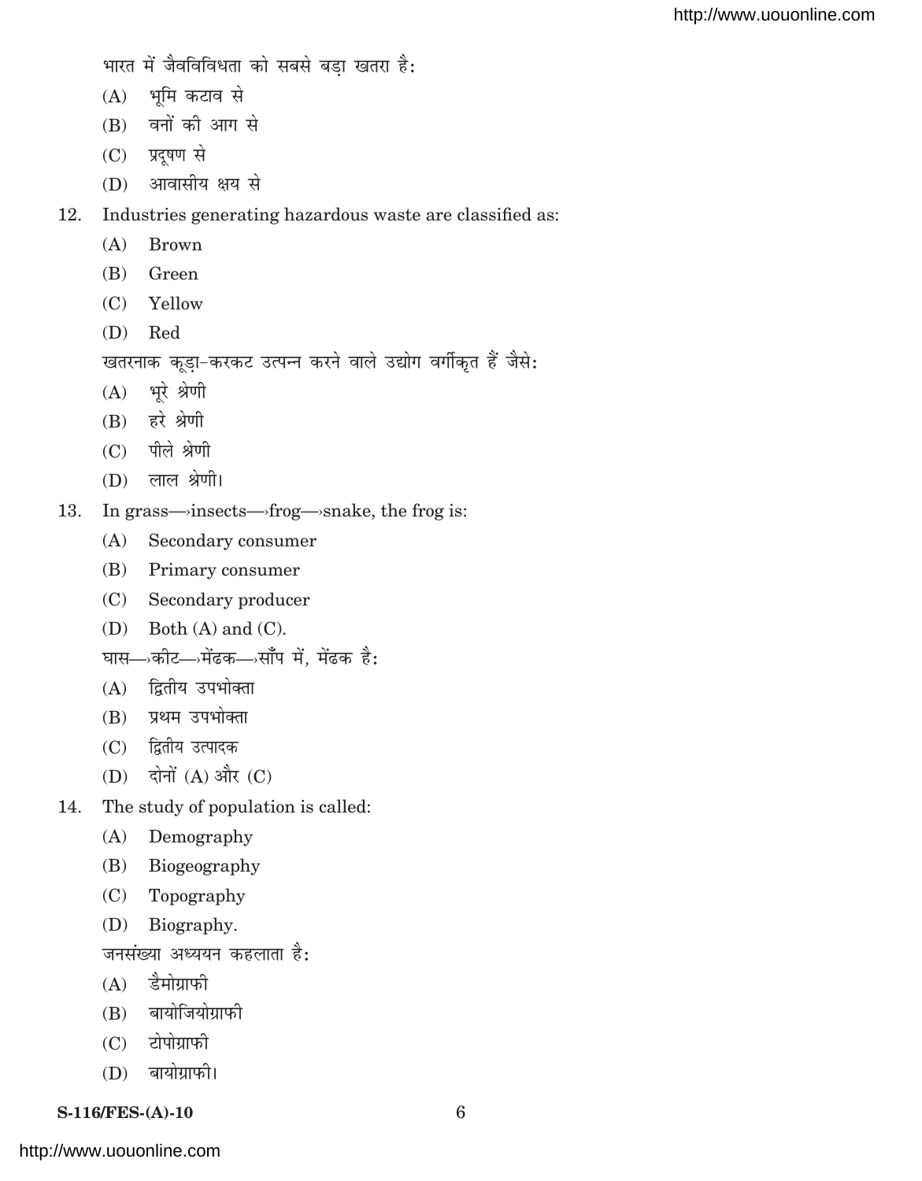भारत में जैवविविधता को सबसे बड़ा खतरा है:

(A) भूमि कटाव से

(B) वनों की आग से

(C) प्रदूषण से

(D) आवासीय क्षय से

12. Industries generating hazardous waste are classified as:

(A) Brown

(B) Green

(C) Yellow

(D) Red

खतरनाक कूड़ा-करकट उत्पन्न करने वाले उद्योग वर्गीकृत हैं जैसे:

(A) भूरे श्रेणी

(B) हरे श्रेणी

(C) पीले श्रेणी

(D) लाल श्रेणी।

13. In grass—›insects—›frog—›snake, the frog is:

(A) Secondary consumer

(B) Primary consumer

(C) Secondary producer

(D) Both (A) and (C).

घास—›कीट—›मेंढक—›साँप में, मेंढक है:

(A) द्वितीय उपभोक्ता

(B) प्रथम उपभोक्ता

(C) द्वितीय उत्पादक

(D) दोनों (A) और (C)

14. The study of population is called:

(A) Demography

(B) Biogeography

(C) Topography

(D) Biography.

जनसंख्या अध्ययन कहलाता है:

(A) डैमोग्राफी

(B) बायोजियोग्राफी

(C) टोपोग्राफी

(D) बायोग्राफी।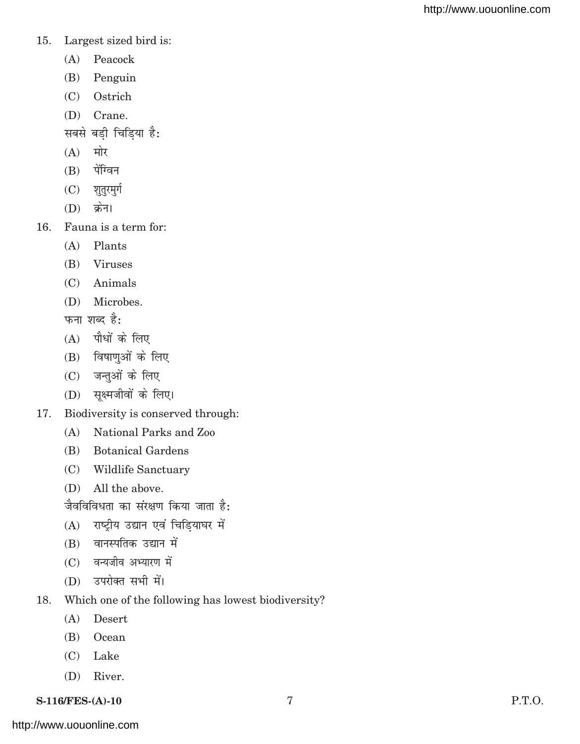15. Largest sized bird is:

    (A) Peacock

    (B) Penguin

    (C) Ostrich

    (D) Crane.

    सबसे बड़ी चिड़िया है:

    (A) मोर

    (B) पेंग्विन

    (C) शुतुरमुर्ग

    (D) क्रेन।

16. Fauna is a term for:

    (A) Plants

    (B) Viruses

    (C) Animals

    (D) Microbes.

    फना शब्द है:

    (A) पौधों के लिए

    (B) विषाणुओं के लिए

    (C) जन्तुओं के लिए

    (D) सूक्ष्मजीवों के लिए।

17. Biodiversity is conserved through:

    (A) National Parks and Zoo

    (B) Botanical Gardens

    (C) Wildlife Sanctuary

    (D) All the above.

    जैवविविधता का संरक्षण किया जाता है:

    (A) राष्ट्रीय उद्यान एवं चिड़ियाघर में

    (B) वानस्पतिक उद्यान में

    (C) वन्यजीव अभ्यारण में

    (D) उपरोक्त सभी में।

18. Which one of the following has lowest biodiversity?

    (A) Desert

    (B) Ocean

    (C) Lake

    (D) River.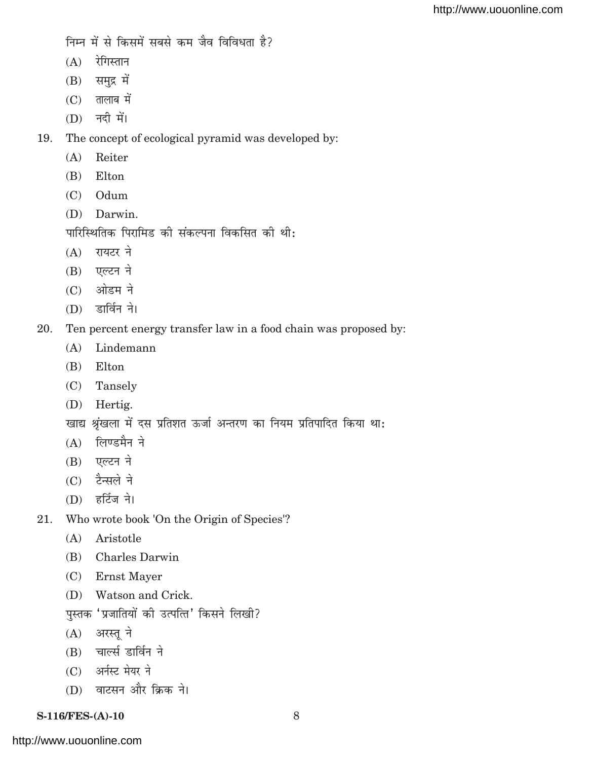निम्न में से किसमें सबसे कम जैव विविधता है?

(A) रेगिस्तान

(B) समुद्र में

(C) तालाब में

(D) नदी में।

19. The concept of ecological pyramid was developed by:

(A) Reiter

(B) Elton

(C) Odum

(D) Darwin.

पारिस्थितिक पिरामिड की संकल्पना विकसित की थी:

(A) रायटर ने

(B) एल्टन ने

(C) ओडम ने

(D) डार्विन ने।

20. Ten percent energy transfer law in a food chain was proposed by:

(A) Lindemann

(B) Elton

(C) Tansely

(D) Hertig.

खाद्य श्रृंखला में दस प्रतिशत ऊर्जा अन्तरण का नियम प्रतिपादित किया था:

(A) लिण्डमैन ने

(B) एल्टन ने

(C) टैन्सले ने

(D) हर्टिज ने।

21. Who wrote book 'On the Origin of Species'?

(A) Aristotle

(B) Charles Darwin

(C) Ernst Mayer

(D) Watson and Crick.

पुस्तक 'प्रजातियों की उत्पत्ति' किसने लिखी?

(A) अरस्तू ने

(B) चार्ल्स डार्विन ने

(C) अर्नस्ट मेयर ने

(D) वाटसन और क्रिक ने।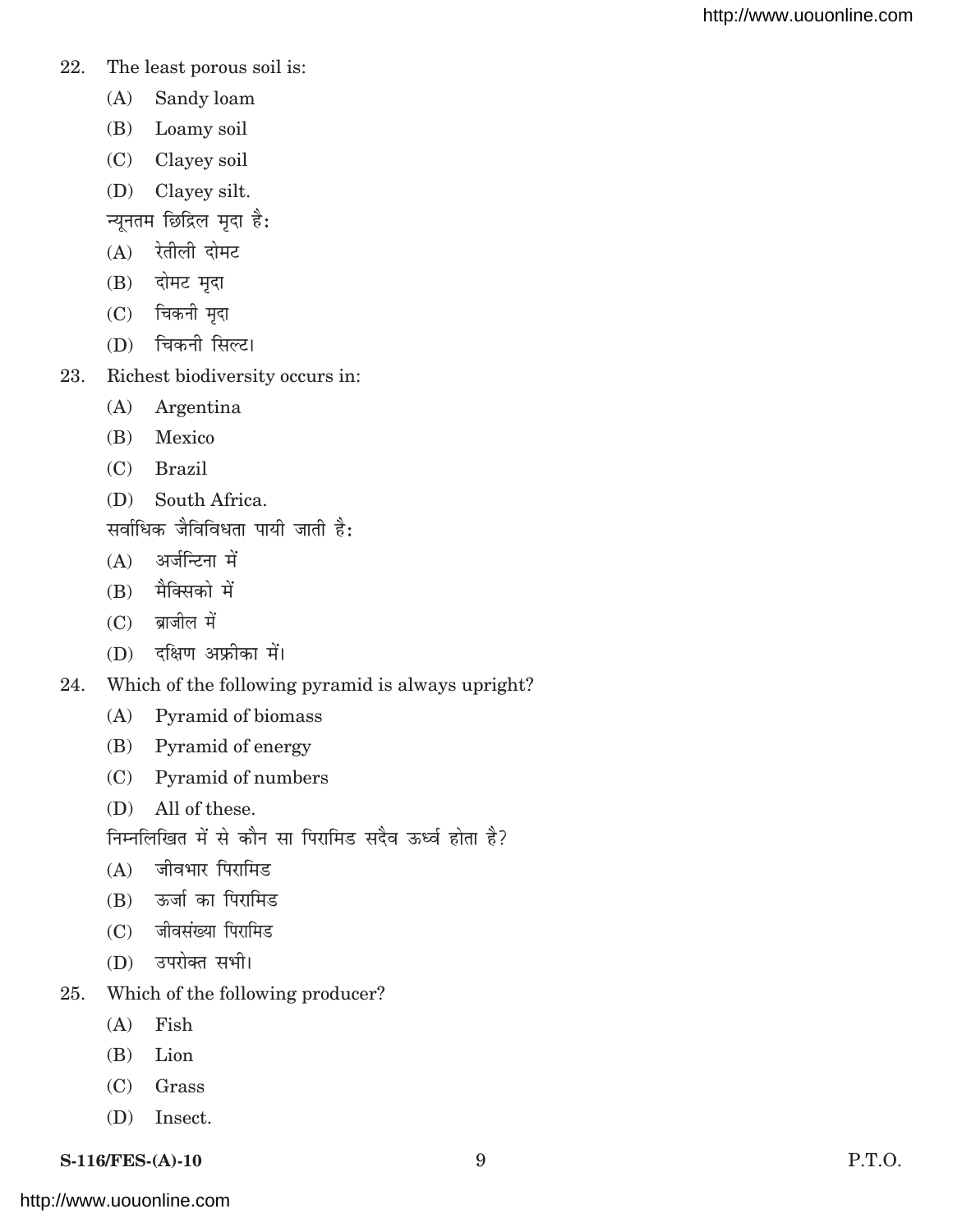22. The least porous soil is:

    (A) Sandy loam

    (B) Loamy soil

    (C) Clayey soil

    (D) Clayey silt.

    न्यूनतम छिद्रिल मृदा है:

    (A) रेतीली दोमट

    (B) दोमट मृदा

    (C) चिकनी मृदा

    (D) चिकनी सिल्ट।

23. Richest biodiversity occurs in:

    (A) Argentina

    (B) Mexico

    (C) Brazil

    (D) South Africa.

    सर्वाधिक जैवविविधता पायी जाती है:

    (A) अर्जन्टिना में

    (B) मैक्सिको में

    (C) ब्राजील में

    (D) दक्षिण अफ्रीका में।

24. Which of the following pyramid is always upright?

    (A) Pyramid of biomass

    (B) Pyramid of energy

    (C) Pyramid of numbers

    (D) All of these.

    निम्नलिखित में से कौन सा पिरामिड सदैव ऊर्ध्व होता है?

    (A) जीवभार पिरामिड

    (B) ऊर्जा का पिरामिड

    (C) जीवसंख्या पिरामिड

    (D) उपरोक्त सभी।

25. Which of the following producer?

    (A) Fish

    (B) Lion

    (C) Grass

    (D) Insect.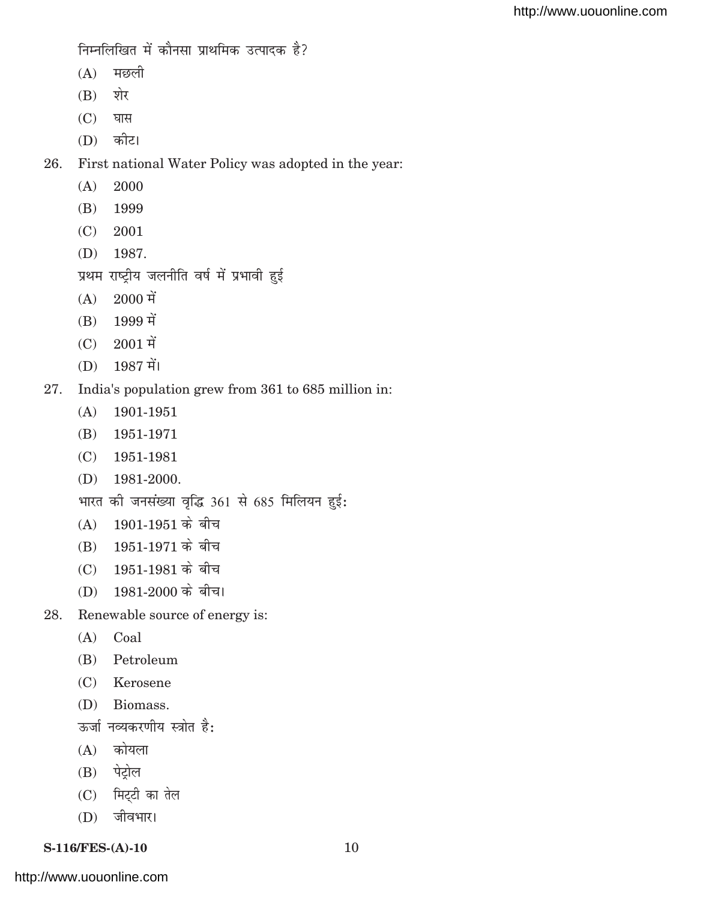निम्नलिखित में कौनसा प्राथमिक उत्पादक है?

(A) मछली

(B) शेर

(C) घास

(D) कीट।

26. First national Water Policy was adopted in the year:

(A) 2000

(B) 1999

(C) 2001

(D) 1987.

प्रथम राष्ट्रीय जलनीति वर्ष में प्रभावी हुई

(A) 2000 में

(B) 1999 में

(C) 2001 में

(D) 1987 में।

27. India's population grew from 361 to 685 million in:

(A) 1901-1951

(B) 1951-1971

(C) 1951-1981

(D) 1981-2000.

भारत की जनसंख्या वृद्धि 361 से 685 मिलियन हुई:

(A) 1901-1951 के बीच

(B) 1951-1971 के बीच

(C) 1951-1981 के बीच

(D) 1981-2000 के बीच।

28. Renewable source of energy is:

(A) Coal

(B) Petroleum

(C) Kerosene

(D) Biomass.

ऊर्जा नव्यकरणीय स्त्रोत है:

(A) कोयला

(B) पेट्रोल

(C) मिट्टी का तेल

(D) जीवभार।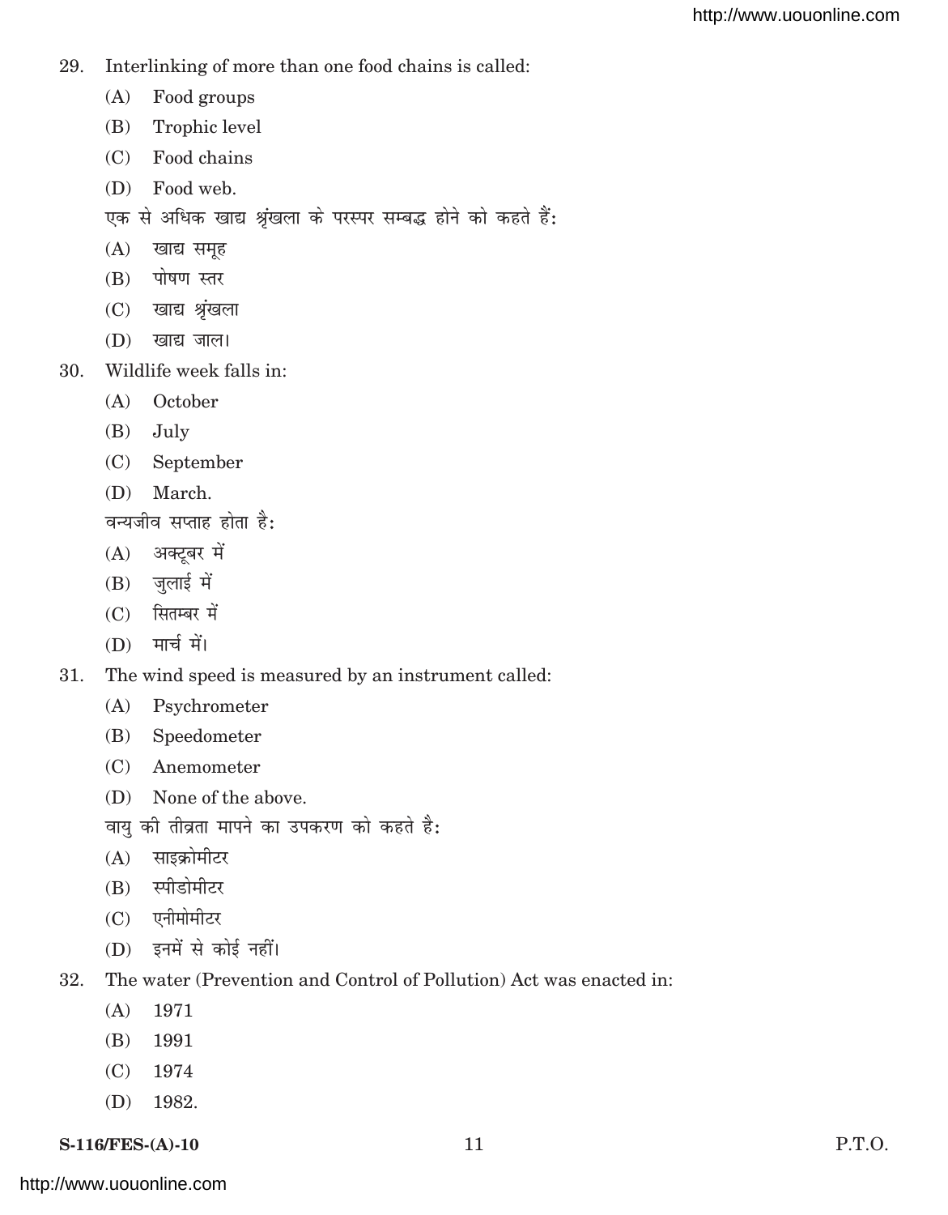29. Interlinking of more than one food chains is called:

    (A) Food groups

    (B) Trophic level

    (C) Food chains

    (D) Food web.

    एक से अधिक खाद्य श्रृंखला के परस्पर सम्बद्ध होने को कहते हैं:

    (A) खाद्य समूह

    (B) पोषण स्तर

    (C) खाद्य श्रृंखला

    (D) खाद्य जाल।

30. Wildlife week falls in:

    (A) October

    (B) July

    (C) September

    (D) March.

    वन्यजीव सप्ताह होता है:

    (A) अक्टूबर में

    (B) जुलाई में

    (C) सितम्बर में

    (D) मार्च में।

31. The wind speed is measured by an instrument called:

    (A) Psychrometer

    (B) Speedometer

    (C) Anemometer

    (D) None of the above.

    वायु की तीव्रता मापने का उपकरण को कहते है:

    (A) साइक्रोमीटर

    (B) स्पीडोमीटर

    (C) एनीमोमीटर

    (D) इनमें से कोई नहीं।

32. The water (Prevention and Control of Pollution) Act was enacted in:

    (A) 1971

    (B) 1991

    (C) 1974

    (D) 1982.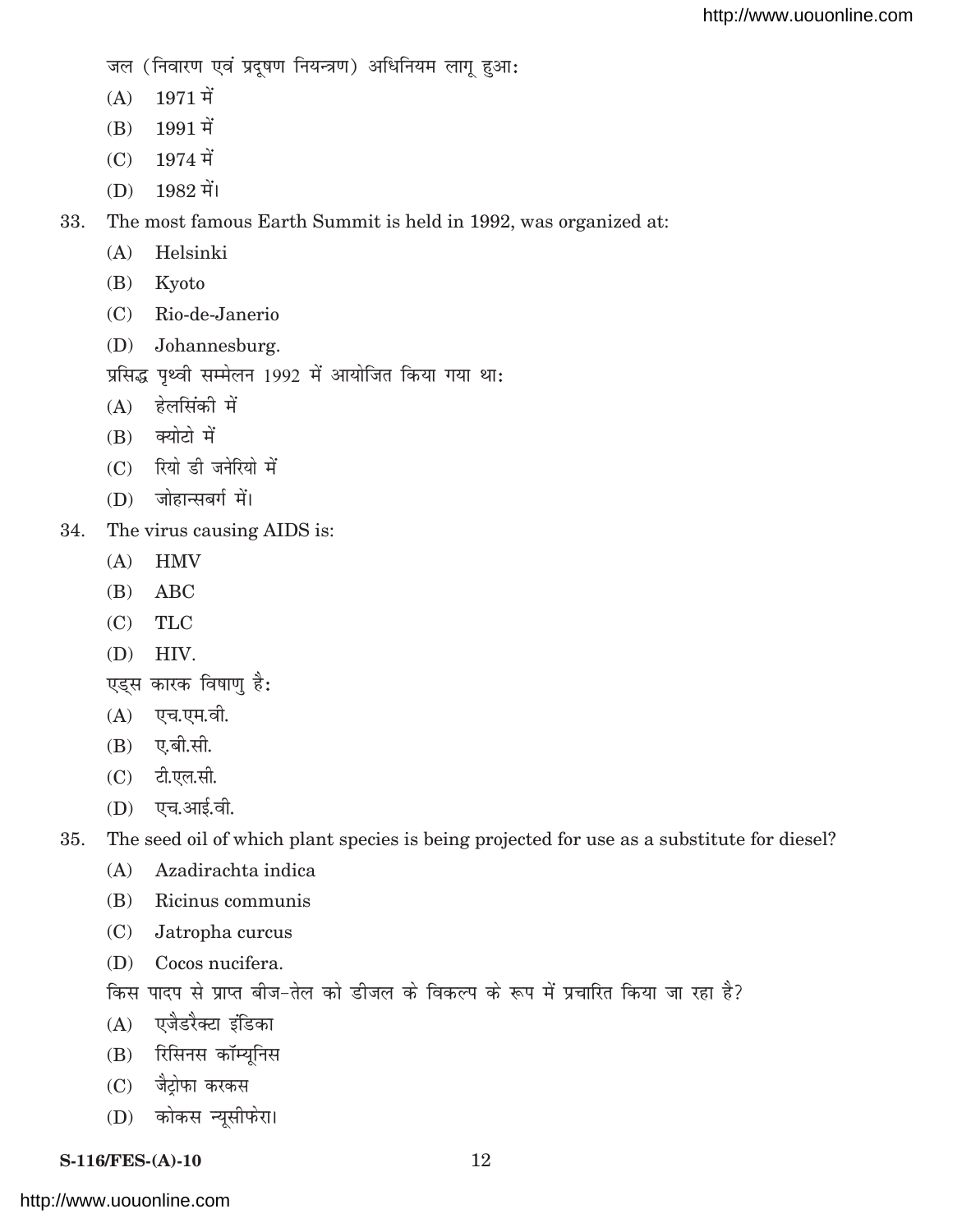जल (निवारण एवं प्रदूषण नियन्त्रण) अधिनियम लागू हुआ:

(A) 1971 में

(B) 1991 में

(C) 1974 में

(D) 1982 में।

33. The most famous Earth Summit is held in 1992, was organized at:

(A) Helsinki

(B) Kyoto

(C) Rio-de-Janerio

(D) Johannesburg.

प्रसिद्ध पृथ्वी सम्मेलन 1992 में आयोजित किया गया था:

(A) हेलसिंकी में

(B) क्योटो में

(C) रियो डी जनेरियो में

(D) जोहान्सबर्ग में।

34. The virus causing AIDS is:

(A) HMV

(B) ABC

(C) TLC

(D) HIV.

एड्स कारक विषाणु है:

(A) एच.एम.वी.

(B) ए.बी.सी.

(C) टी.एल.सी.

(D) एच.आई.वी.

35. The seed oil of which plant species is being projected for use as a substitute for diesel?

(A) Azadirachta indica

(B) Ricinus communis

(C) Jatropha curcus

(D) Cocos nucifera.

किस पादप से प्राप्त बीज-तेल को डीजल के विकल्प के रूप में प्रचारित किया जा रहा है?

(A) एजैडरैक्टा इंडिका

(B) रिसिनस कॉम्यूनिस

(C) जैट्रोफा करकस

(D) कोकस न्यूसीफेरा।

S-116/FES-(A)-10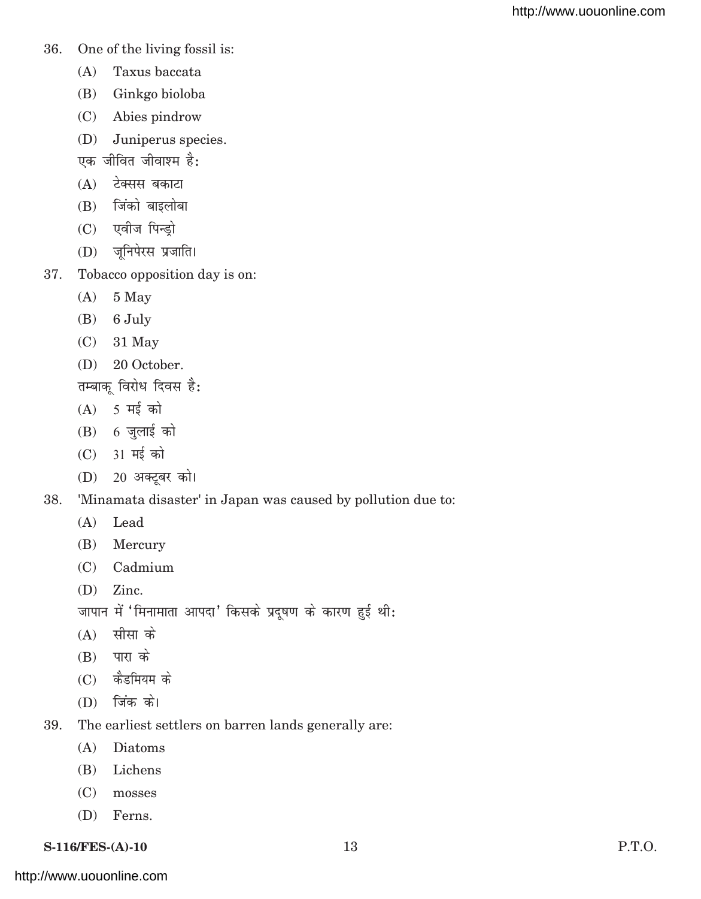36. One of the living fossil is:

    (A) Taxus baccata

    (B) Ginkgo bioloba

    (C) Abies pindrow

    (D) Juniperus species.

    एक जीवित जीवाश्म है:

    (A) टेक्सस बकाटा

    (B) जिंको बाइलोबा

    (C) एवीज पिन्ड्रो

    (D) जूनिपेरस प्रजाति।

37. Tobacco opposition day is on:

    (A) 5 May

    (B) 6 July

    (C) 31 May

    (D) 20 October.

    तम्बाकू विरोध दिवस है:

    (A) 5 मई को

    (B) 6 जुलाई को

    (C) 31 मई को

    (D) 20 अक्टूबर को।

38. 'Minamata disaster' in Japan was caused by pollution due to:

    (A) Lead

    (B) Mercury

    (C) Cadmium

    (D) Zinc.

    जापान में 'मिनामाता आपदा' किसके प्रदूषण के कारण हुई थी:

    (A) सीसा के

    (B) पारा के

    (C) कैडमियम के

    (D) जिंक के।

39. The earliest settlers on barren lands generally are:

    (A) Diatoms

    (B) Lichens

    (C) mosses

    (D) Ferns.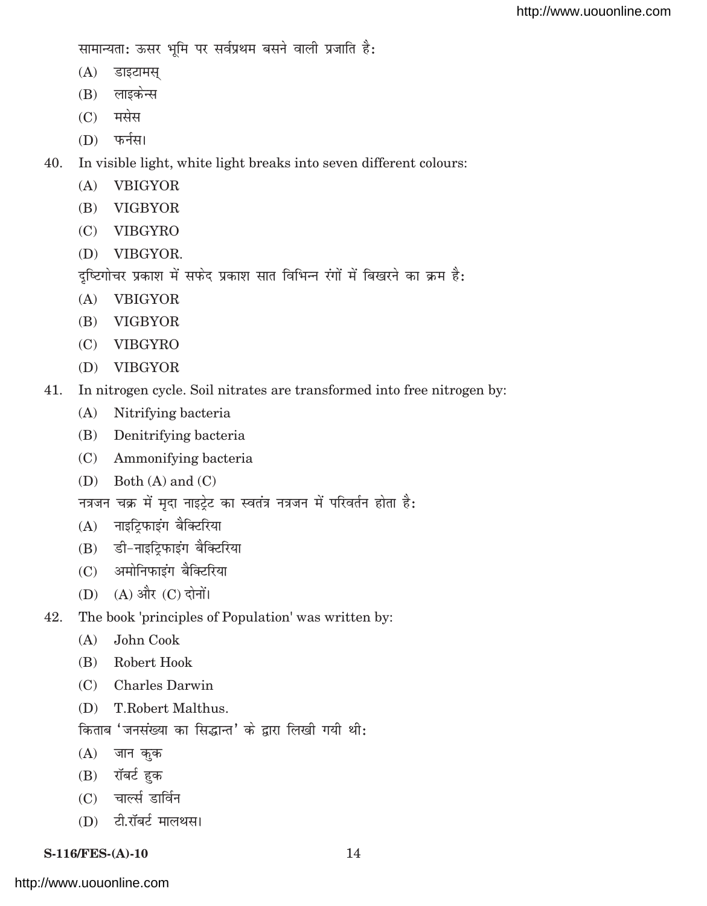सामान्यता: ऊसर भूमि पर सर्वप्रथम बसने वाली प्रजाति है:

(A) डाइटामस्

(B) लाइकेन्स

(C) मसेस

(D) फर्नस।

40. In visible light, white light breaks into seven different colours:

(A) VBIGYOR

(B) VIGBYOR

(C) VIBGYRO

(D) VIBGYOR.

दृष्टिगोचर प्रकाश में सफेद प्रकाश सात विभिन्न रंगों में बिखरने का क्रम है:

(A) VBIGYOR

(B) VIGBYOR

(C) VIBGYRO

(D) VIBGYOR

41. In nitrogen cycle. Soil nitrates are transformed into free nitrogen by:

(A) Nitrifying bacteria

(B) Denitrifying bacteria

(C) Ammonifying bacteria

(D) Both (A) and (C)

नत्रजन चक्र में मृदा नाइट्रेट का स्वतंत्र नत्रजन में परिवर्तन होता है:

(A) नाइट्रिफाइंग बैक्टिरिया

(B) डी-नाइट्रिफाइंग बैक्टिरिया

(C) अमोनिफाइंग बैक्टिरिया

(D) (A) और (C) दोनों।

42. The book 'principles of Population' was written by:

(A) John Cook

(B) Robert Hook

(C) Charles Darwin

(D) T.Robert Malthus.

किताब 'जनसंख्या का सिद्धान्त' के द्वारा लिखी गयी थी:

(A) जान कुक

(B) रॉबर्ट हुक

(C) चार्ल्स डार्विन

(D) टी.रॉबर्ट मालथस।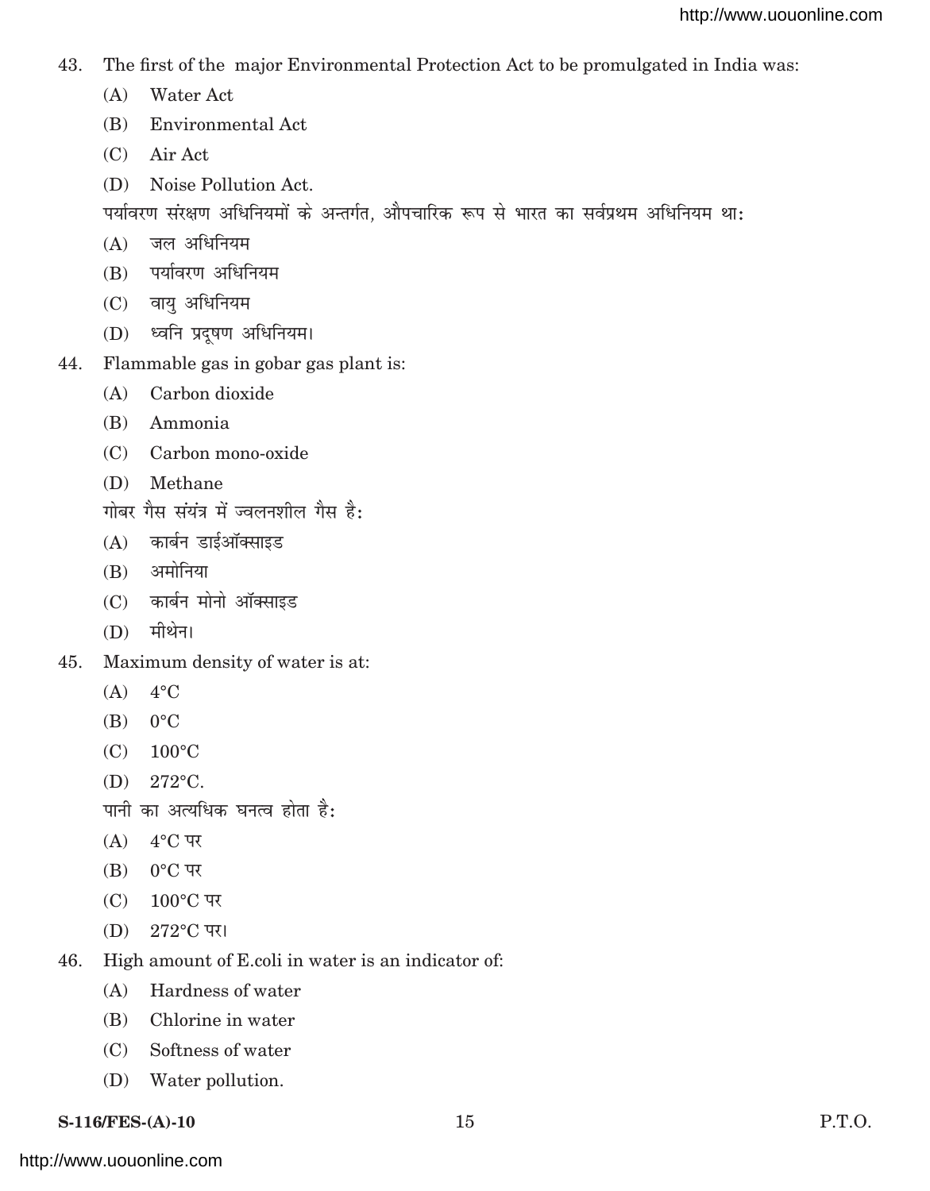43. The first of the major Environmental Protection Act to be promulgated in India was:

    (A) Water Act

    (B) Environmental Act

    (C) Air Act

    (D) Noise Pollution Act.

    पर्यावरण संरक्षण अधिनियमों के अन्तर्गत, औपचारिक रूप से भारत का सर्वप्रथम अधिनियम था:

    (A) जल अधिनियम

    (B) पर्यावरण अधिनियम

    (C) वायु अधिनियम

    (D) ध्वनि प्रदूषण अधिनियम।

44. Flammable gas in gobar gas plant is:

    (A) Carbon dioxide

    (B) Ammonia

    (C) Carbon mono-oxide

    (D) Methane

    गोबर गैस संयंत्र में ज्वलनशील गैस है:

    (A) कार्बन डाईऑक्साइड

    (B) अमोनिया

    (C) कार्बन मोनो ऑक्साइड

    (D) मीथेन।

45. Maximum density of water is at:

    (A) 4°C

    (B) 0°C

    (C) 100°C

    (D) 272°C.

    पानी का अत्यधिक घनत्व होता है:

    (A) 4°C पर

    (B) 0°C पर

    (C) 100°C पर

    (D) 272°C पर।

46. High amount of E.coli in water is an indicator of:

    (A) Hardness of water

    (B) Chlorine in water

    (C) Softness of water

    (D) Water pollution.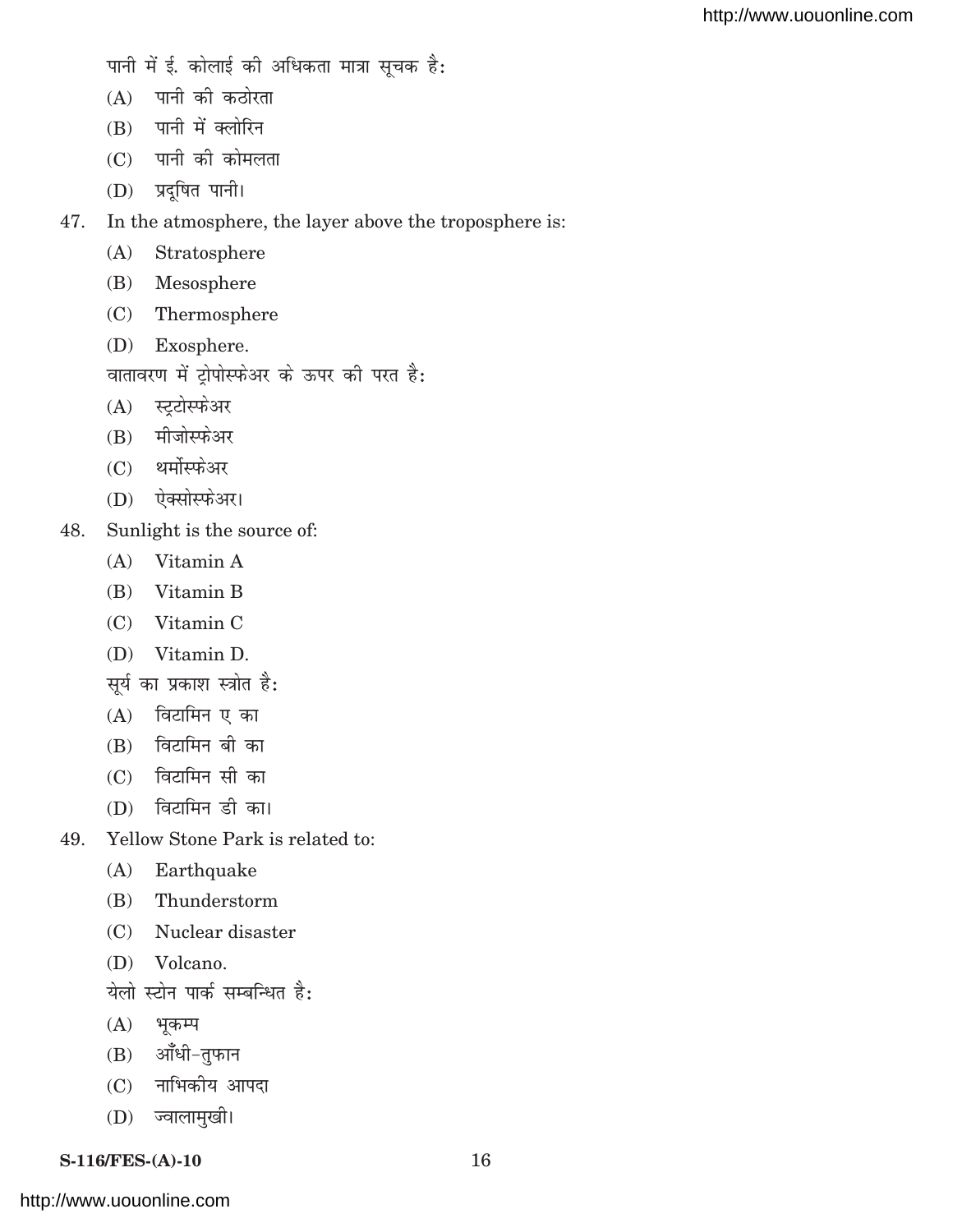पानी में ई. कोलाई की अधिकता मात्रा सूचक है:

(A) पानी की कठोरता

(B) पानी में क्लोरिन

(C) पानी की कोमलता

(D) प्रदूषित पानी।

47. In the atmosphere, the layer above the troposphere is:

(A) Stratosphere

(B) Mesosphere

(C) Thermosphere

(D) Exosphere.

वातावरण में ट्रोपोस्फेअर के ऊपर की परत है:

(A) स्ट्रटोस्फेअर

(B) मीजोस्फेअर

(C) थर्मोस्फेअर

(D) ऐक्सोस्फेअर।

48. Sunlight is the source of:

(A) Vitamin A

(B) Vitamin B

(C) Vitamin C

(D) Vitamin D.

सूर्य का प्रकाश स्त्रोत है:

(A) विटामिन ए का

(B) विटामिन बी का

(C) विटामिन सी का

(D) विटामिन डी का।

49. Yellow Stone Park is related to:

(A) Earthquake

(B) Thunderstorm

(C) Nuclear disaster

(D) Volcano.

येलो स्टोन पार्क सम्बन्धित है:

(A) भूकम्प

(B) आँधी-तुफान

(C) नाभिकीय आपदा

(D) ज्वालामुखी।

S-116/FES-(A)-10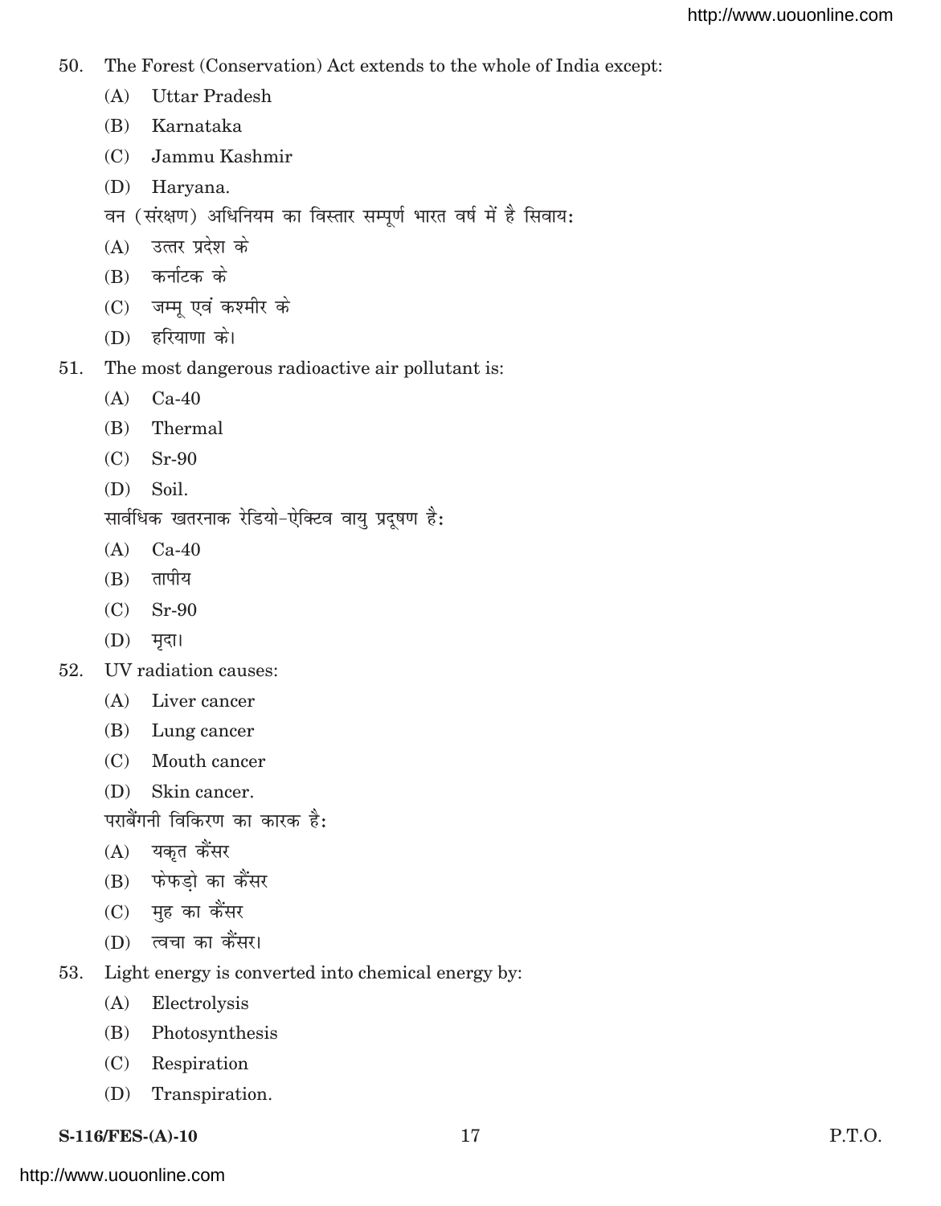50. The Forest (Conservation) Act extends to the whole of India except:
    (A) Uttar Pradesh
    (B) Karnataka
    (C) Jammu Kashmir
    (D) Haryana.

    वन (संरक्षण) अधिनियम का विस्तार सम्पूर्ण भारत वर्ष में है सिवाय:
    (A) उत्तर प्रदेश के
    (B) कर्नाटक के
    (C) जम्मू एवं कश्मीर के
    (D) हरियाणा के।

51. The most dangerous radioactive air pollutant is:
    (A) Ca-40
    (B) Thermal
    (C) Sr-90
    (D) Soil.

    सार्वधिक खतरनाक रेडियो-ऐक्टिव वायु प्रदूषण है:
    (A) Ca-40
    (B) तापीय
    (C) Sr-90
    (D) मृदा।

52. UV radiation causes:
    (A) Liver cancer
    (B) Lung cancer
    (C) Mouth cancer
    (D) Skin cancer.

    पराबैंगनी विकिरण का कारक है:
    (A) यकृत कैंसर
    (B) फेफड़ो का कैंसर
    (C) मुह का कैंसर
    (D) त्वचा का कैंसर।

53. Light energy is converted into chemical energy by:
    (A) Electrolysis
    (B) Photosynthesis
    (C) Respiration
    (D) Transpiration.

S-116/FES-(A)-10 P.T.O.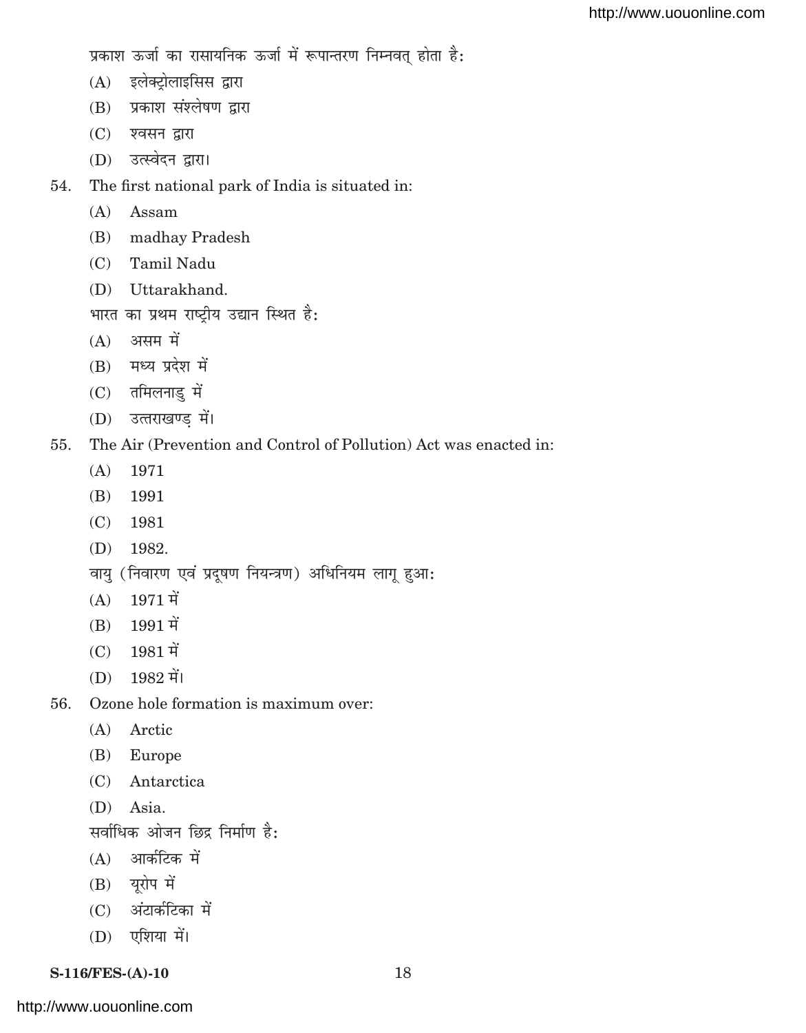प्रकाश ऊर्जा का रासायनिक ऊर्जा में रूपान्तरण निम्नवत् होता है:

(A) इलेक्ट्रोलाइसिस द्वारा

(B) प्रकाश संश्लेषण द्वारा

(C) श्वसन द्वारा

(D) उत्स्वेदन द्वारा।

54. The first national park of India is situated in:

(A) Assam

(B) madhay Pradesh

(C) Tamil Nadu

(D) Uttarakhand.

भारत का प्रथम राष्ट्रीय उद्यान स्थित है:

(A) असम में

(B) मध्य प्रदेश में

(C) तमिलनाडु में

(D) उत्तराखण्ड में।

55. The Air (Prevention and Control of Pollution) Act was enacted in:

(A) 1971

(B) 1991

(C) 1981

(D) 1982.

वायु (निवारण एवं प्रदूषण नियन्त्रण) अधिनियम लागू हुआ:

(A) 1971 में

(B) 1991 में

(C) 1981 में

(D) 1982 में।

56. Ozone hole formation is maximum over:

(A) Arctic

(B) Europe

(C) Antarctica

(D) Asia.

सर्वाधिक ओजन छिद्र निर्माण है:

(A) आर्कटिक में

(B) यूरोप में

(C) अंटार्कटिका में

(D) एशिया में।

S-116/FES-(A)-10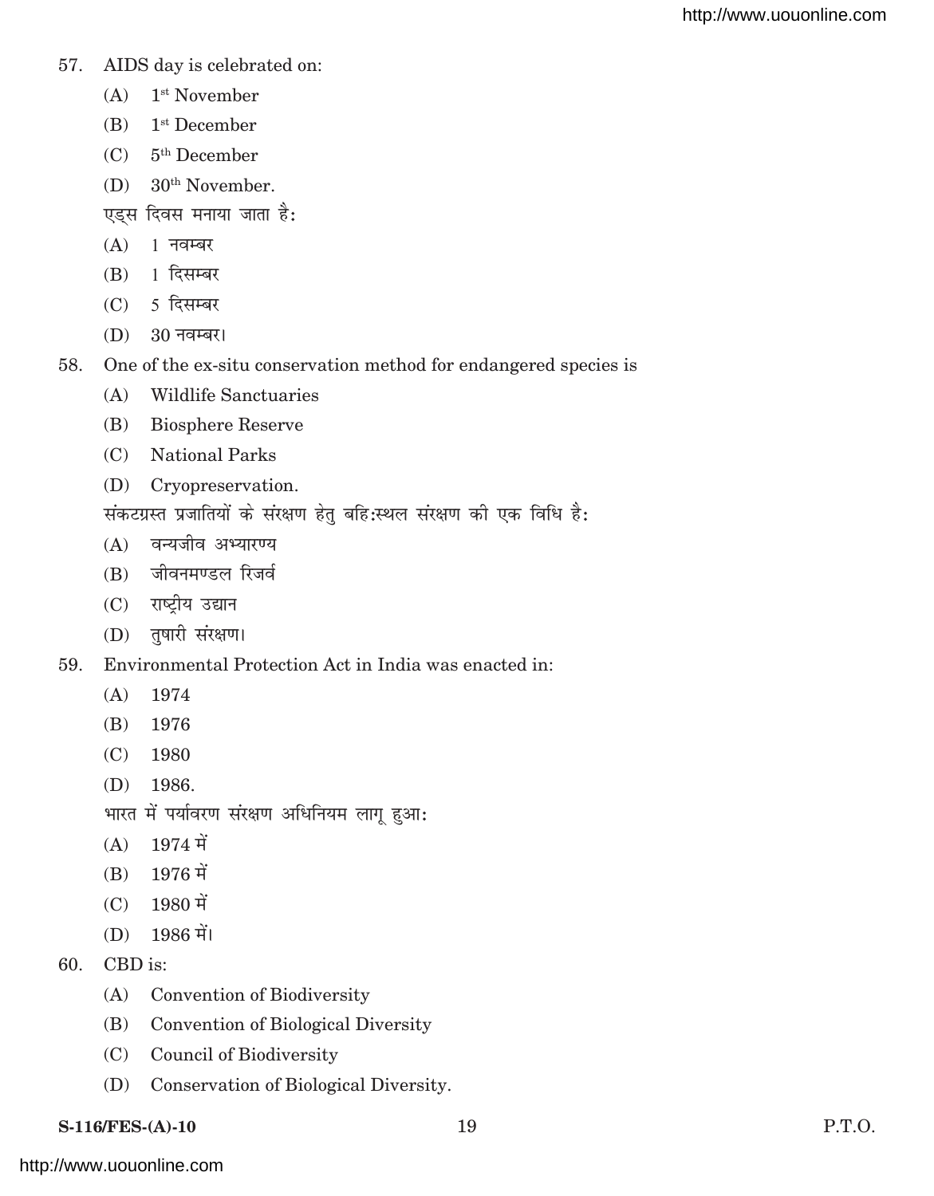57. AIDS day is celebrated on:
    - (A) 1st November
    - (B) 1st December
    - (C) 5th December
    - (D) 30th November.

    एड्स दिवस मनाया जाता है:
    - (A) 1 नवम्बर
    - (B) 1 दिसम्बर
    - (C) 5 दिसम्बर
    - (D) 30 नवम्बर।

58. One of the ex-situ conservation method for endangered species is
    - (A) Wildlife Sanctuaries
    - (B) Biosphere Reserve
    - (C) National Parks
    - (D) Cryopreservation.

    संकटग्रस्त प्रजातियों के संरक्षण हेतु बहि:स्थल संरक्षण की एक विधि है:
    - (A) वन्यजीव अभ्यारण्य
    - (B) जीवनमण्डल रिजर्व
    - (C) राष्ट्रीय उद्यान
    - (D) तुषारी संरक्षण।

59. Environmental Protection Act in India was enacted in:
    - (A) 1974
    - (B) 1976
    - (C) 1980
    - (D) 1986.

    भारत में पर्यावरण संरक्षण अधिनियम लागू हुआ:
    - (A) 1974 में
    - (B) 1976 में
    - (C) 1980 में
    - (D) 1986 में।

60. CBD is:
    - (A) Convention of Biodiversity
    - (B) Convention of Biological Diversity
    - (C) Council of Biodiversity
    - (D) Conservation of Biological Diversity.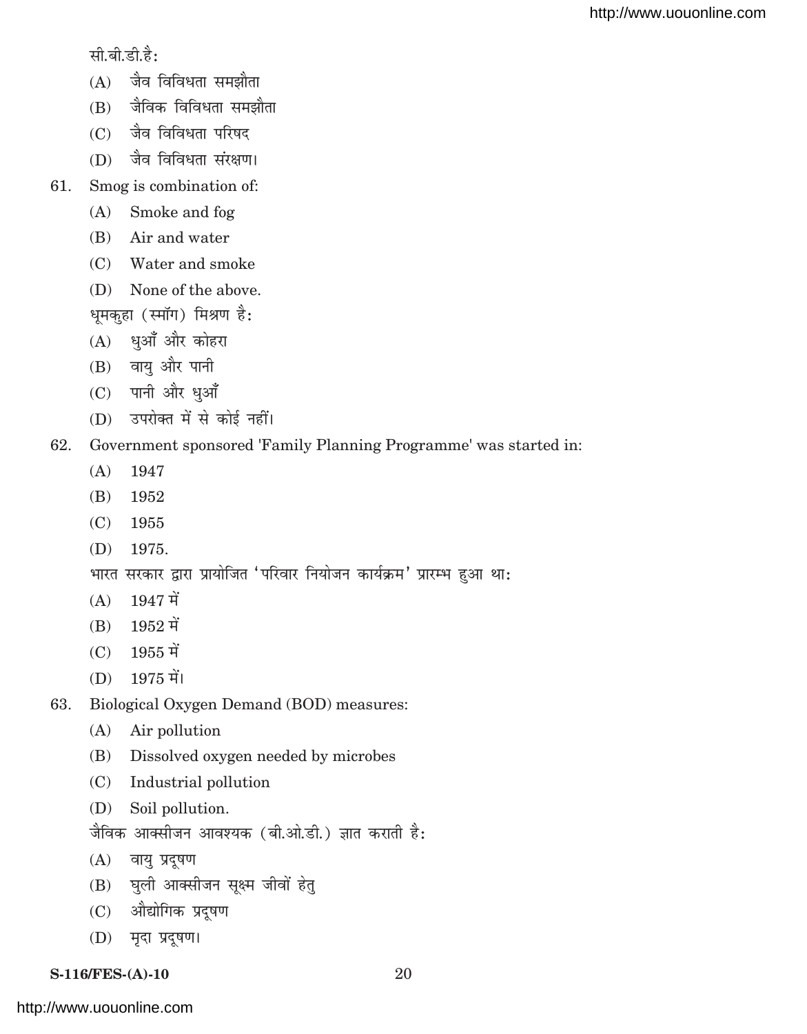सी.बी.डी.है:

(A) जैव विविधता समझौता

(B) जैविक विविधता समझौता

(C) जैव विविधता परिषद

(D) जैव विविधता संरक्षण।

61. Smog is combination of:

(A) Smoke and fog

(B) Air and water

(C) Water and smoke

(D) None of the above.

धूमकुहा (स्मॉग) मिश्रण है:

(A) धुआँ और कोहरा

(B) वायु और पानी

(C) पानी और धुआँ

(D) उपरोक्त में से कोई नहीं।

62. Government sponsored 'Family Planning Programme' was started in:

(A) 1947

(B) 1952

(C) 1955

(D) 1975.

भारत सरकार द्वारा प्रायोजित 'परिवार नियोजन कार्यक्रम' प्रारम्भ हुआ था:

(A) 1947 में

(B) 1952 में

(C) 1955 में

(D) 1975 में।

63. Biological Oxygen Demand (BOD) measures:

(A) Air pollution

(B) Dissolved oxygen needed by microbes

(C) Industrial pollution

(D) Soil pollution.

जैविक आक्सीजन आवश्यक (बी.ओ.डी.) ज्ञात कराती है:

(A) वायु प्रदूषण

(B) घुली आक्सीजन सूक्ष्म जीवों हेतु

(C) औद्योगिक प्रदूषण

(D) मृदा प्रदूषण।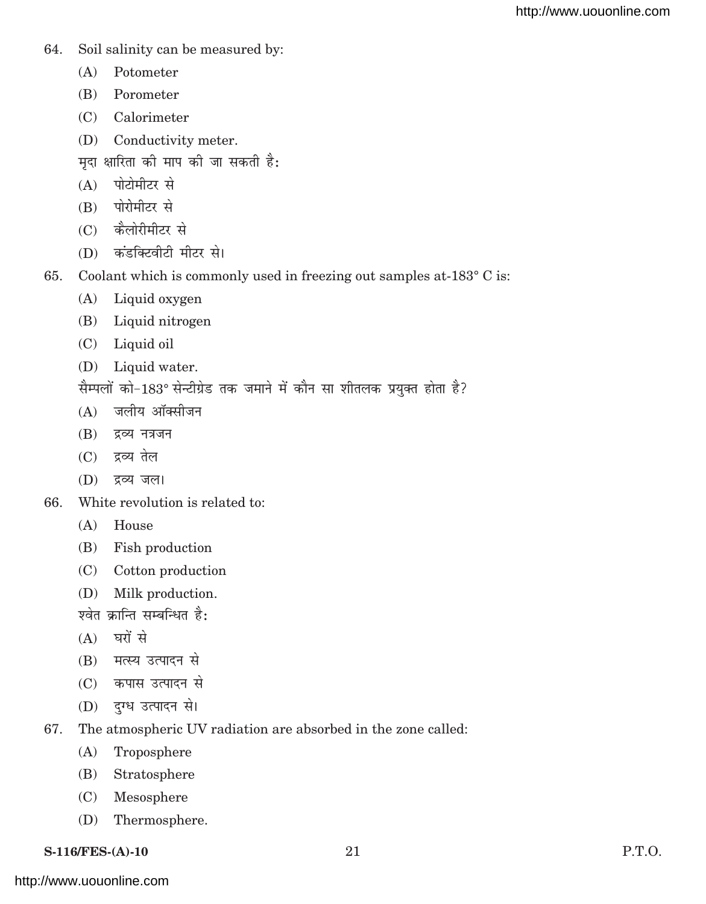64. Soil salinity can be measured by:

(A) Potometer

(B) Porometer

(C) Calorimeter

(D) Conductivity meter.

मृदा क्षारिता की माप की जा सकती है:

(A) पोटोमीटर से

(B) पोरोमीटर से

(C) कैलोरीमीटर से

(D) कंडक्टिवीटी मीटर से।

65. Coolant which is commonly used in freezing out samples at-183° C is:

(A) Liquid oxygen

(B) Liquid nitrogen

(C) Liquid oil

(D) Liquid water.

सैम्पलों को-183° सेन्टीग्रेड तक जमाने में कौन सा शीतलक प्रयुक्त होता है?

(A) जलीय ऑक्सीजन

(B) द्रव्य नत्रजन

(C) द्रव्य तेल

(D) द्रव्य जल।

66. White revolution is related to:

(A) House

(B) Fish production

(C) Cotton production

(D) Milk production.

श्वेत क्रान्ति सम्बन्धित है:

(A) घरों से

(B) मत्स्य उत्पादन से

(C) कपास उत्पादन से

(D) दुग्ध उत्पादन से।

67. The atmospheric UV radiation are absorbed in the zone called:

(A) Troposphere

(B) Stratosphere

(C) Mesosphere

(D) Thermosphere.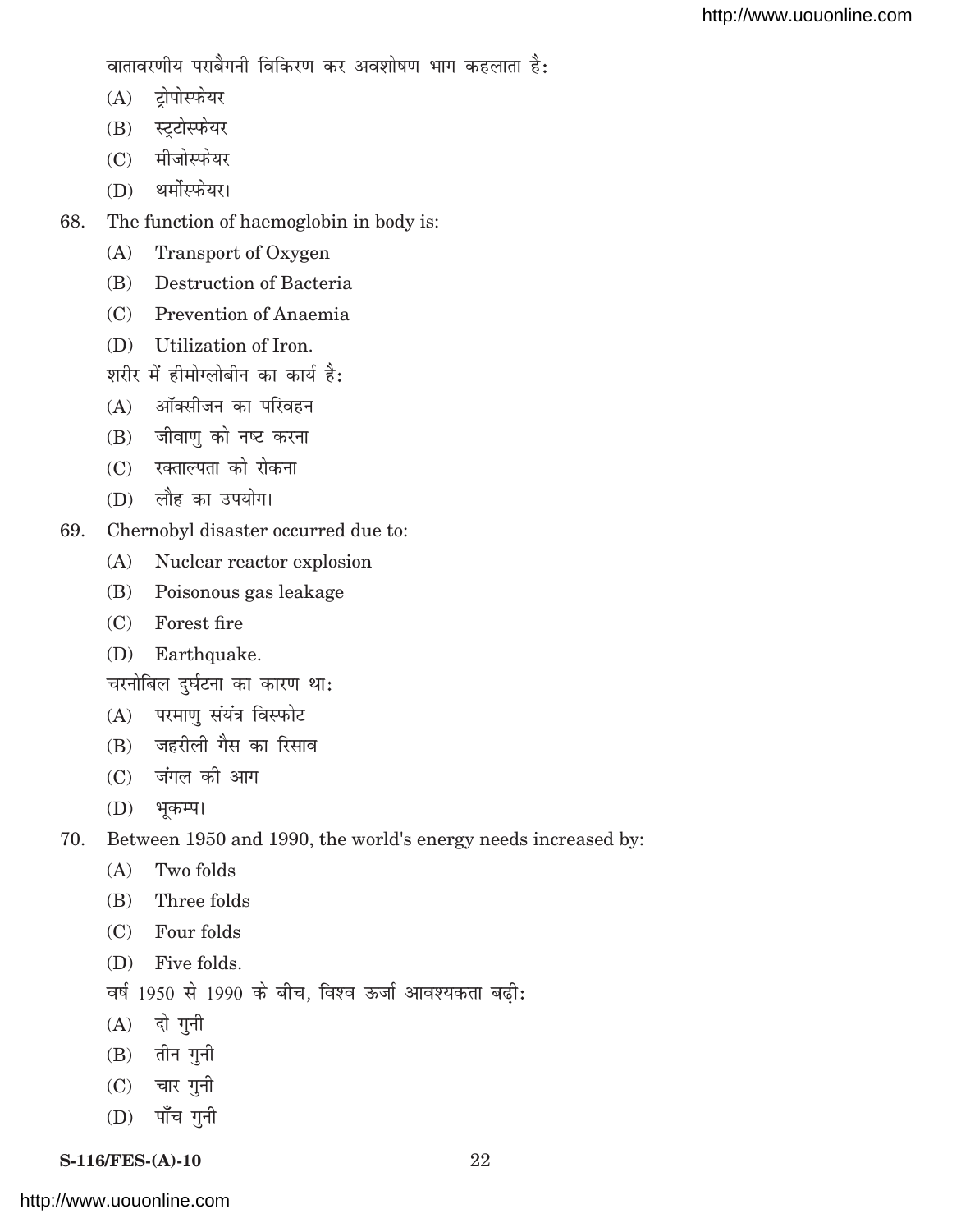वातावरणीय पराबैगनी विकिरण कर अवशोषण भाग कहलाता है:

(A) ट्रोपोस्फेयर

(B) स्ट्रटोस्फेयर

(C) मीजोस्फेयर

(D) थर्मोस्फेयर।

68. The function of haemoglobin in body is:

(A) Transport of Oxygen

(B) Destruction of Bacteria

(C) Prevention of Anaemia

(D) Utilization of Iron.

शरीर में हीमोग्लोबीन का कार्य है:

(A) ऑक्सीजन का परिवहन

(B) जीवाणु को नष्ट करना

(C) रक्ताल्पता को रोकना

(D) लौह का उपयोग।

69. Chernobyl disaster occurred due to:

(A) Nuclear reactor explosion

(B) Poisonous gas leakage

(C) Forest fire

(D) Earthquake.

चरनोबिल दुर्घटना का कारण था:

(A) परमाणु संयंत्र विस्फोट

(B) जहरीली गैस का रिसाव

(C) जंगल की आग

(D) भूकम्प।

70. Between 1950 and 1990, the world's energy needs increased by:

(A) Two folds

(B) Three folds

(C) Four folds

(D) Five folds.

वर्ष 1950 से 1990 के बीच, विश्व ऊर्जा आवश्यकता बढ़ी:

(A) दो गुनी

(B) तीन गुनी

(C) चार गुनी

(D) पाँच गुनी

S-116/FES-(A)-10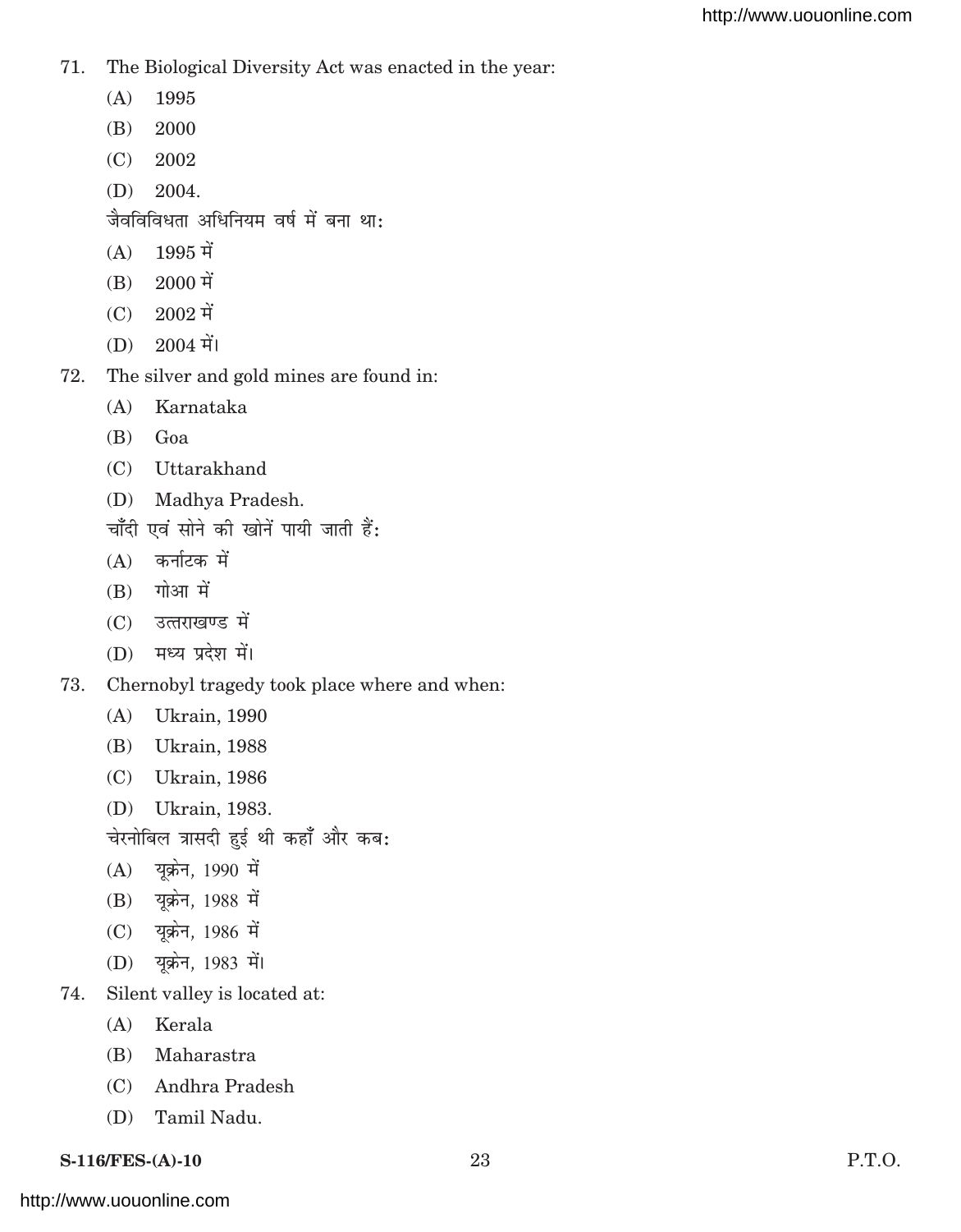71. The Biological Diversity Act was enacted in the year:

(A) 1995

(B) 2000

(C) 2002

(D) 2004.

जैवविविधता अधिनियम वर्ष में बना था:

(A) 1995 में

(B) 2000 में

(C) 2002 में

(D) 2004 में।

72. The silver and gold mines are found in:

(A) Karnataka

(B) Goa

(C) Uttarakhand

(D) Madhya Pradesh.

चाँदी एवं सोने की खोनें पायी जाती हैं:

(A) कर्नाटक में

(B) गोआ में

(C) उत्तराखण्ड में

(D) मध्य प्रदेश में।

73. Chernobyl tragedy took place where and when:

(A) Ukrain, 1990

(B) Ukrain, 1988

(C) Ukrain, 1986

(D) Ukrain, 1983.

चेरनोबिल त्रासदी हुई थी कहाँ और कब:

(A) यूक्रेन, 1990 में

(B) यूक्रेन, 1988 में

(C) यूक्रेन, 1986 में

(D) यूक्रेन, 1983 में।

74. Silent valley is located at:

(A) Kerala

(B) Maharastra

(C) Andhra Pradesh

(D) Tamil Nadu.

S-116/FES-(A)-10 P.T.O.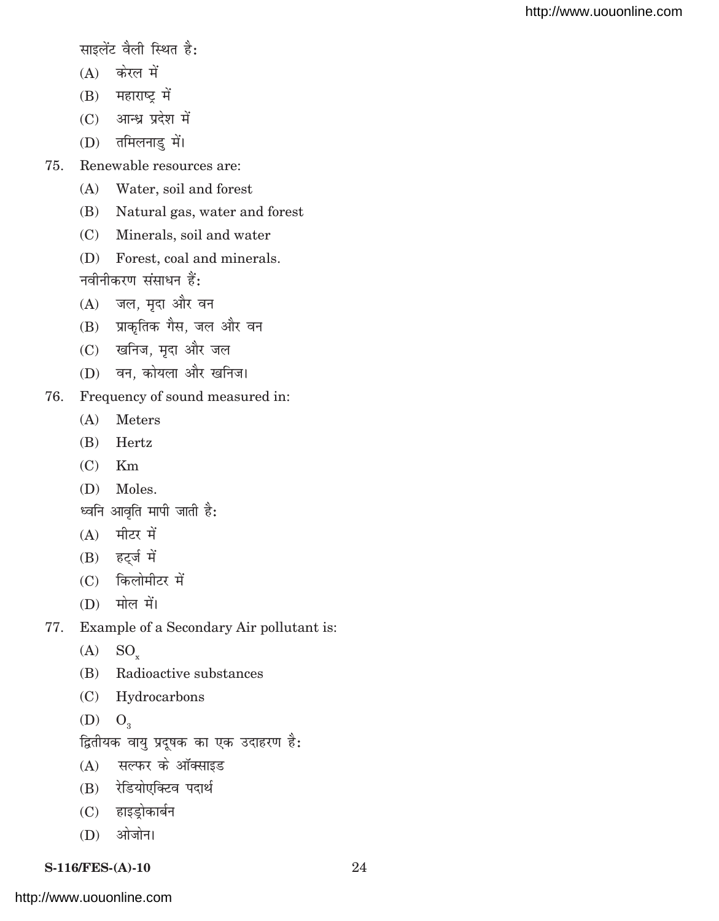साइलेंट वैली स्थित है:

(A) केरल में

(B) महाराष्ट्र में

(C) आन्ध्र प्रदेश में

(D) तमिलनाडु में।

75. Renewable resources are:

(A) Water, soil and forest

(B) Natural gas, water and forest

(C) Minerals, soil and water

(D) Forest, coal and minerals.

नवीनीकरण संसाधन हैं:

(A) जल, मृदा और वन

(B) प्राकृतिक गैस, जल और वन

(C) खनिज, मृदा और जल

(D) वन, कोयला और खनिज।

76. Frequency of sound measured in:

(A) Meters

(B) Hertz

(C) Km

(D) Moles.

ध्वनि आवृति मापी जाती है:

(A) मीटर में

(B) हर्ट्ज में

(C) किलोमीटर में

(D) मोल में।

77. Example of a Secondary Air pollutant is:

(A) $SO_x$

(B) Radioactive substances

(C) Hydrocarbons

(D) $O_3$

द्वितीयक वायु प्रदूषक का एक उदाहरण है:

(A) सल्फर के ऑक्साइड

(B) रेडियोएक्टिव पदार्थ

(C) हाइड्रोकार्बन

(D) ओजोन।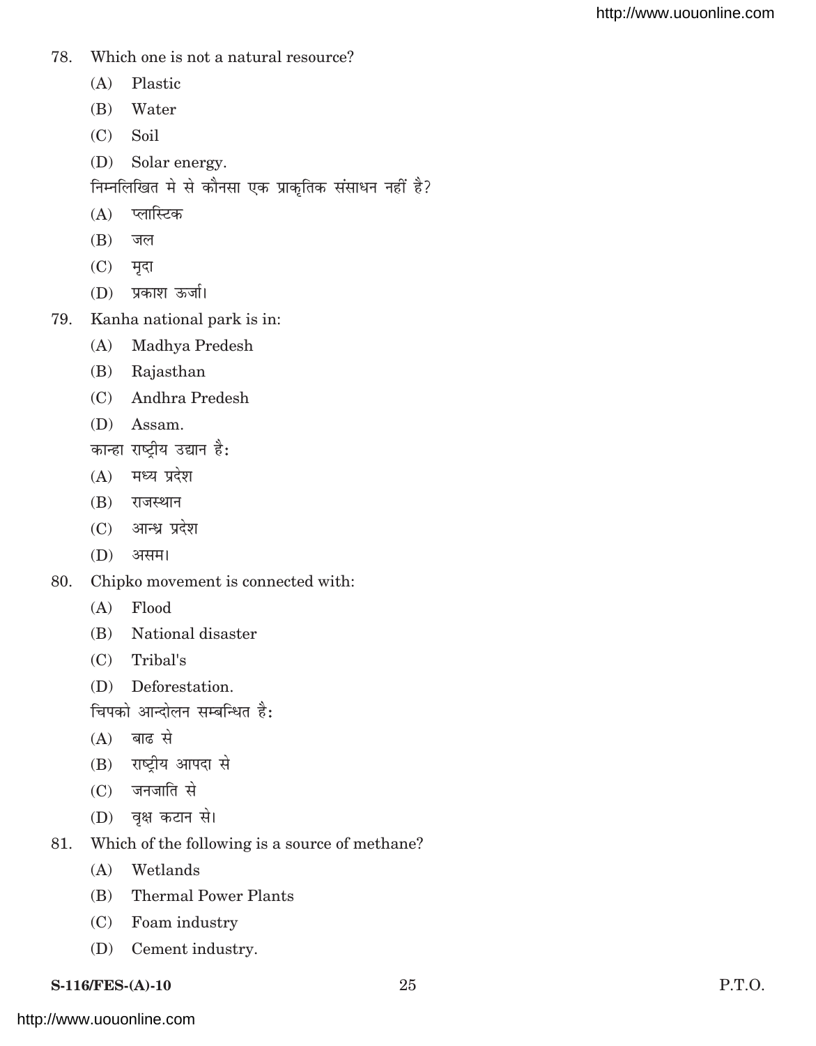78. Which one is not a natural resource?

    (A) Plastic

    (B) Water

    (C) Soil

    (D) Solar energy.

    निम्नलिखित मे से कौनसा एक प्राकृतिक संसाधन नहीं है?

    (A) प्लास्टिक

    (B) जल

    (C) मृदा

    (D) प्रकाश ऊर्जा।

79. Kanha national park is in:

    (A) Madhya Predesh

    (B) Rajasthan

    (C) Andhra Predesh

    (D) Assam.

    कान्हा राष्ट्रीय उद्यान है:

    (A) मध्य प्रदेश

    (B) राजस्थान

    (C) आन्ध्र प्रदेश

    (D) असम।

80. Chipko movement is connected with:

    (A) Flood

    (B) National disaster

    (C) Tribal's

    (D) Deforestation.

    चिपको आन्दोलन सम्बन्धित है:

    (A) बाढ से

    (B) राष्ट्रीय आपदा से

    (C) जनजाति से

    (D) वृक्ष कटान से।

81. Which of the following is a source of methane?

    (A) Wetlands

    (B) Thermal Power Plants

    (C) Foam industry

    (D) Cement industry.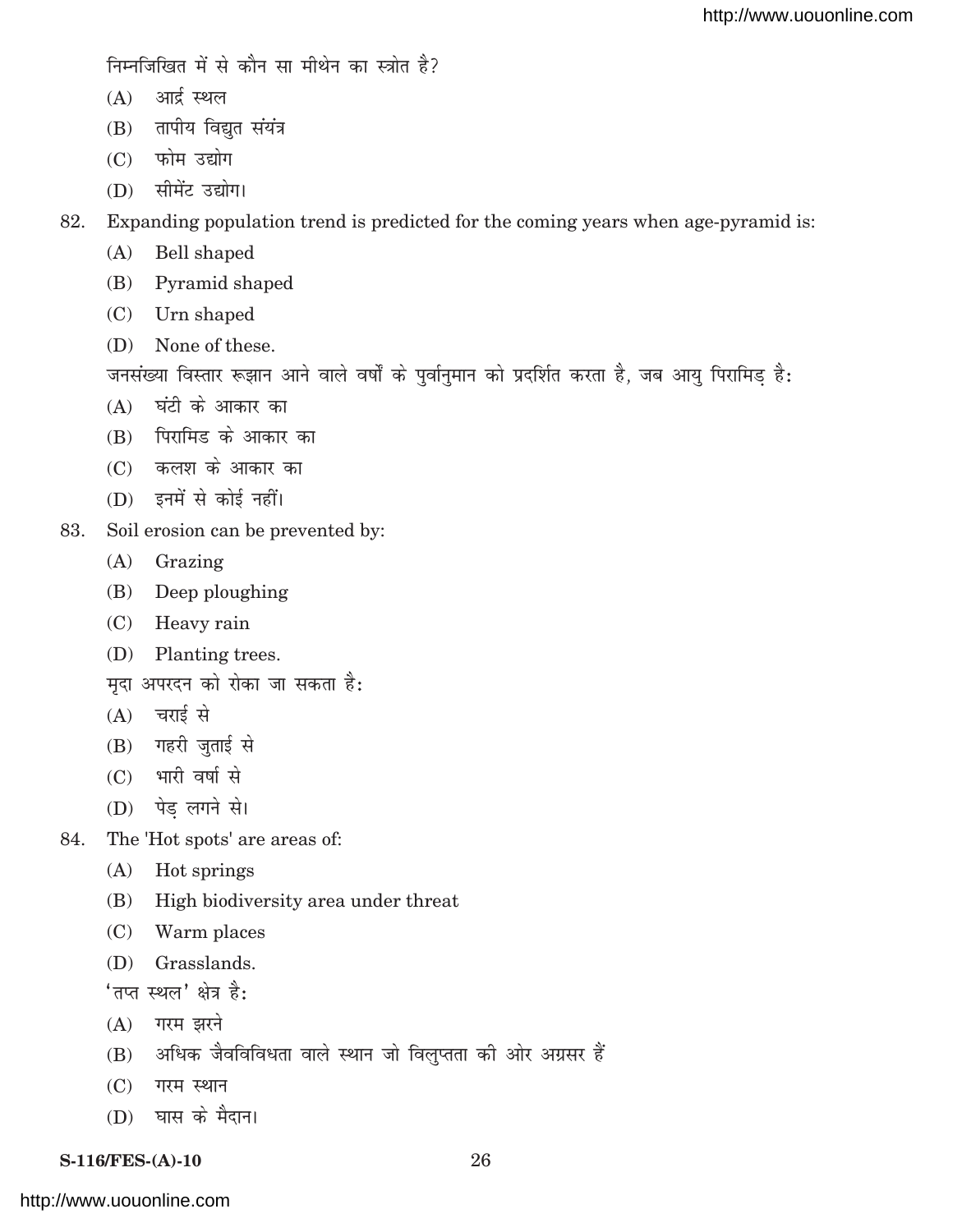निम्नजिखित में से कौन सा मीथेन का स्त्रोत है?

(A) आर्द्र स्थल

(B) तापीय विद्युत संयंत्र

(C) फोम उद्योग

(D) सीमेंट उद्योग।

82. Expanding population trend is predicted for the coming years when age-pyramid is:

(A) Bell shaped

(B) Pyramid shaped

(C) Urn shaped

(D) None of these.

जनसंख्या विस्तार रूझान आने वाले वर्षों के पुर्वानुमान को प्रदर्शित करता है, जब आयु पिरामिड़ है:

(A) घंटी के आकार का

(B) पिरामिड के आकार का

(C) कलश के आकार का

(D) इनमें से कोई नहीं।

83. Soil erosion can be prevented by:

(A) Grazing

(B) Deep ploughing

(C) Heavy rain

(D) Planting trees.

मृदा अपरदन को रोका जा सकता है:

(A) चराई से

(B) गहरी जुताई से

(C) भारी वर्षा से

(D) पेड़ लगने से।

84. The 'Hot spots' are areas of:

(A) Hot springs

(B) High biodiversity area under threat

(C) Warm places

(D) Grasslands.

'तप्त स्थल' क्षेत्र है:

(A) गरम झरने

(B) अधिक जैवविविधता वाले स्थान जो विलुप्तता की ओर अग्रसर हैं

(C) गरम स्थान

(D) घास के मैदान।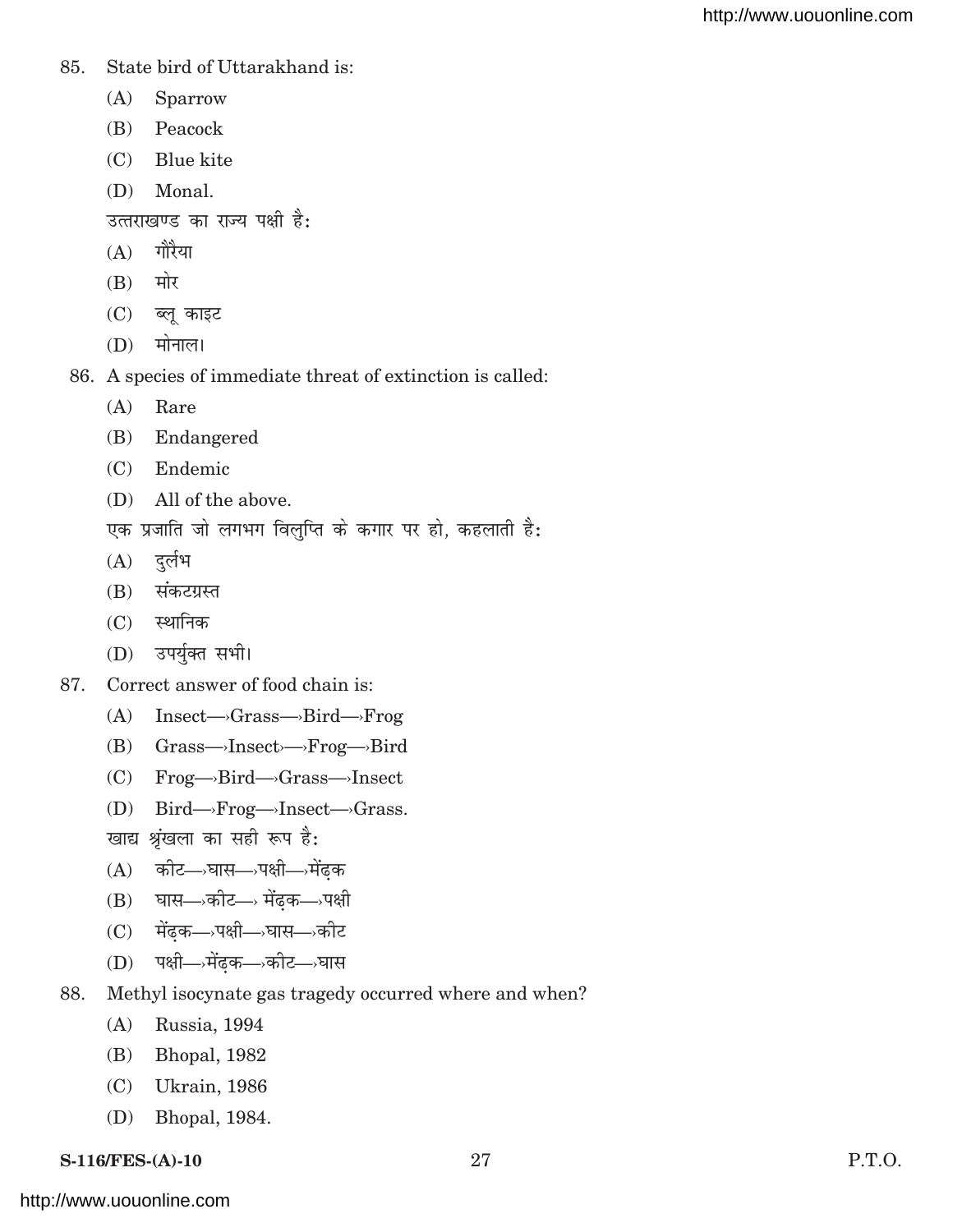85. State bird of Uttarakhand is:

    (A) Sparrow

    (B) Peacock

    (C) Blue kite

    (D) Monal.

    उत्तराखण्ड का राज्य पक्षी है:

    (A) गौरैया

    (B) मोर

    (C) ब्लू काइट

    (D) मोनाल।

86. A species of immediate threat of extinction is called:

    (A) Rare

    (B) Endangered

    (C) Endemic

    (D) All of the above.

    एक प्रजाति जो लगभग विलुप्ति के कगार पर हो, कहलाती है:

    (A) दुर्लभ

    (B) संकटग्रस्त

    (C) स्थानिक

    (D) उपर्युक्त सभी।

87. Correct answer of food chain is:

    (A) Insect—›Grass—›Bird—›Frog

    (B) Grass—›Insect—›Frog—›Bird

    (C) Frog—›Bird—›Grass—›Insect

    (D) Bird—›Frog—›Insect—›Grass.

    खाद्य श्रृंखला का सही रूप है:

    (A) कीट—›घास—›पक्षी—›मेंढ़क

    (B) घास—›कीट—› मेंढ़क—›पक्षी

    (C) मेंढ़क—›पक्षी—›घास—›कीट

    (D) पक्षी—›मेंढ़क—›कीट—›घास

88. Methyl isocynate gas tragedy occurred where and when?

    (A) Russia, 1994

    (B) Bhopal, 1982

    (C) Ukrain, 1986

    (D) Bhopal, 1984.

S-116/FES-(A)-10 P.T.O.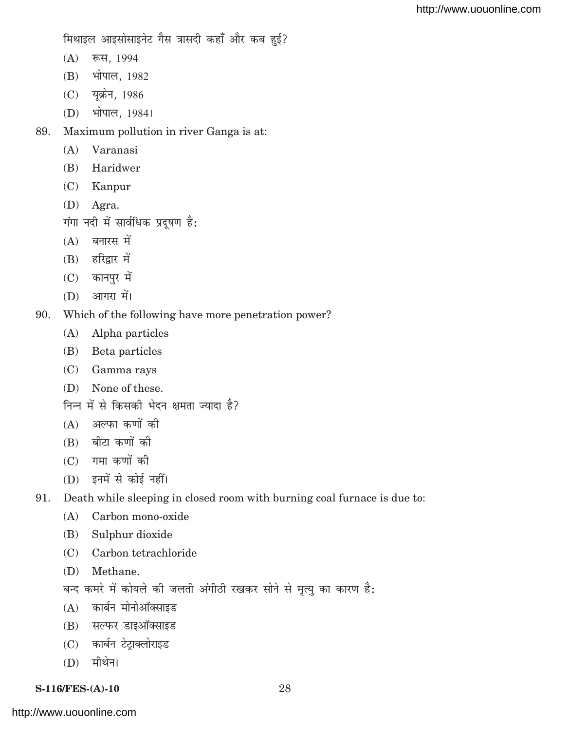मिथाइल आइसोसाइनेट गैस त्रासदी कहाँ और कब हुई?

(A) रूस, 1994

(B) भोपाल, 1982

(C) यूक्रेन, 1986

(D) भोपाल, 1984।

89. Maximum pollution in river Ganga is at:

(A) Varanasi

(B) Haridwer

(C) Kanpur

(D) Agra.

गंगा नदी में सार्वधिक प्रदूषण है:

(A) बनारस में

(B) हरिद्वार में

(C) कानपुर में

(D) आगरा में।

90. Which of the following have more penetration power?

(A) Alpha particles

(B) Beta particles

(C) Gamma rays

(D) None of these.

निम्न में से किसकी भेदन क्षमता ज्यादा है?

(A) अल्फा कणों की

(B) बीटा कणों की

(C) गमा कणों की

(D) इनमें से कोई नहीं।

91. Death while sleeping in closed room with burning coal furnace is due to:

(A) Carbon mono-oxide

(B) Sulphur dioxide

(C) Carbon tetrachloride

(D) Methane.

बन्द कमरे में कोयले की जलती अंगीठी रखकर सोने से मृत्यु का कारण है:

(A) कार्बन मोनोऑक्साइड

(B) सल्फर डाइऑक्साइड

(C) कार्बन टेट्राक्लोराइड

(D) मीथेन।

S-116/FES-(A)-10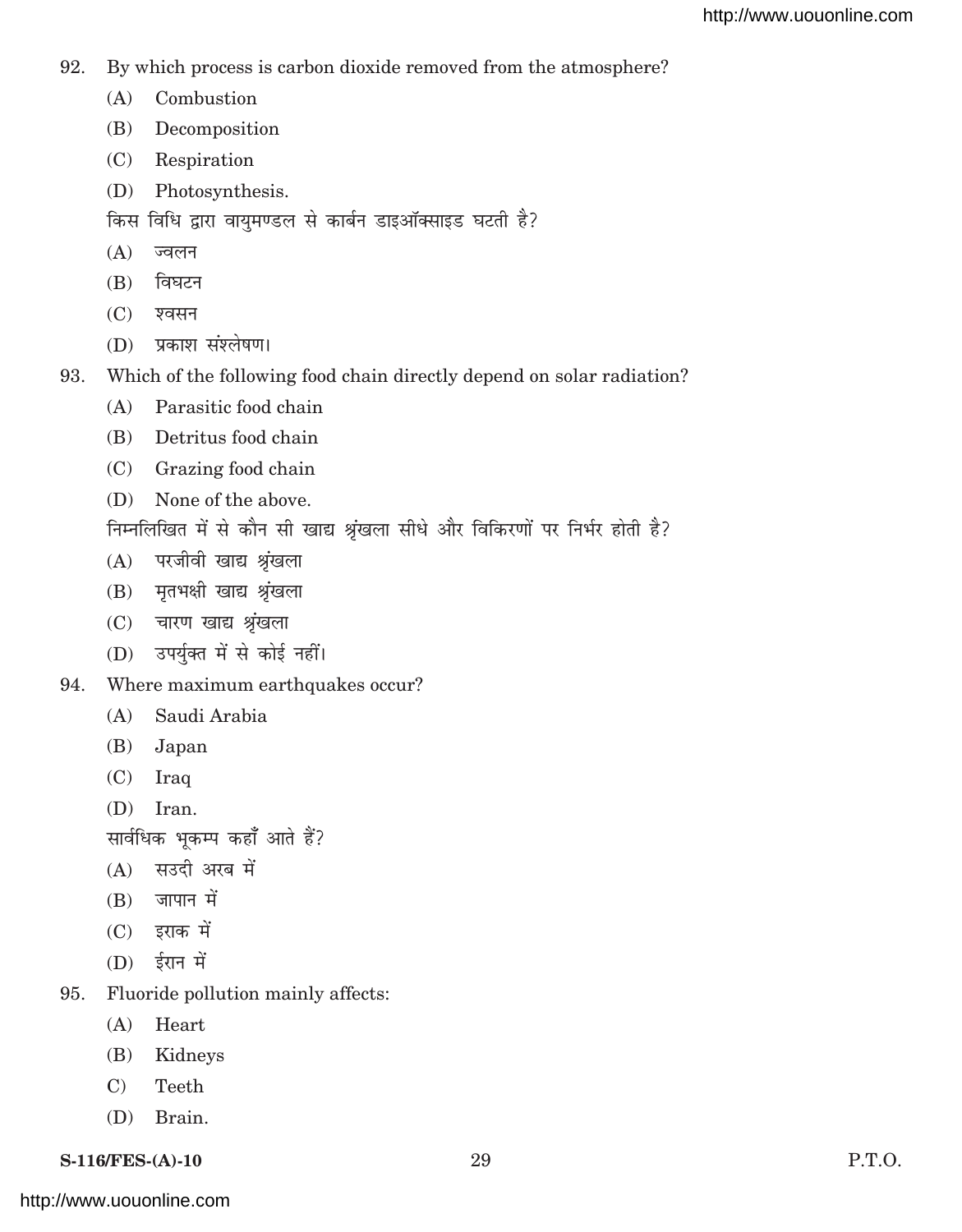92. By which process is carbon dioxide removed from the atmosphere?

    (A) Combustion

    (B) Decomposition

    (C) Respiration

    (D) Photosynthesis.

    किस विधि द्वारा वायुमण्डल से कार्बन डाइऑक्साइड घटती है?

    (A) ज्वलन

    (B) विघटन

    (C) श्वसन

    (D) प्रकाश संश्लेषण।

93. Which of the following food chain directly depend on solar radiation?

    (A) Parasitic food chain

    (B) Detritus food chain

    (C) Grazing food chain

    (D) None of the above.

    निम्नलिखित में से कौन सी खाद्य श्रृंखला सीधे और विकिरणों पर निर्भर होती है?

    (A) परजीवी खाद्य श्रृंखला

    (B) मृतभक्षी खाद्य श्रृंखला

    (C) चारण खाद्य श्रृंखला

    (D) उपर्युक्त में से कोई नहीं।

94. Where maximum earthquakes occur?

    (A) Saudi Arabia

    (B) Japan

    (C) Iraq

    (D) Iran.

    सार्वधिक भूकम्प कहाँ आते हैं?

    (A) सउदी अरब में

    (B) जापान में

    (C) इराक में

    (D) ईरान में

95. Fluoride pollution mainly affects:

    (A) Heart

    (B) Kidneys

    C) Teeth

    (D) Brain.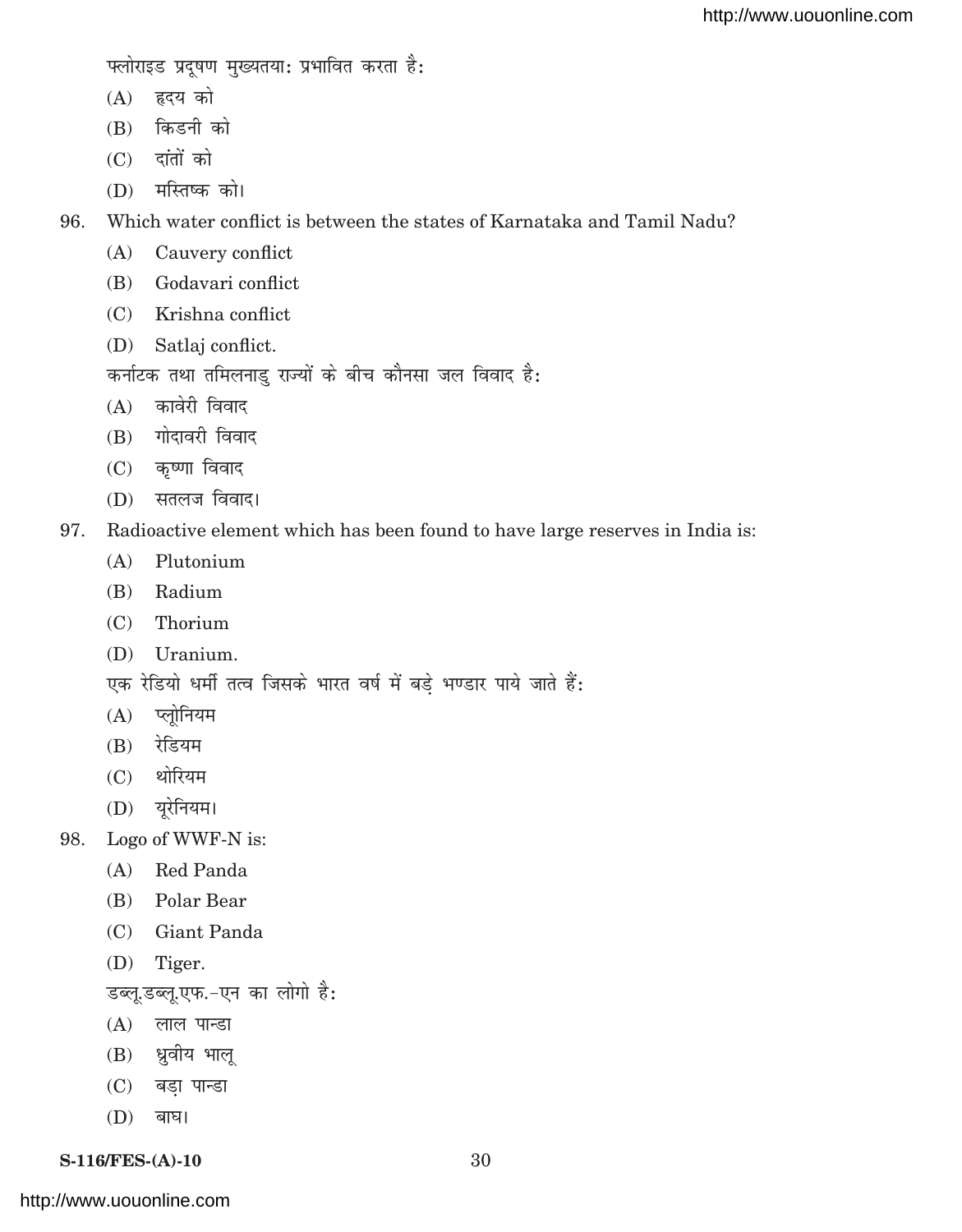फ्लोराइड प्रदूषण मुख्यतयाः प्रभावित करता है:

(A) हृदय को

(B) किडनी को

(C) दांतों को

(D) मस्तिष्क को।

96. Which water conflict is between the states of Karnataka and Tamil Nadu?

(A) Cauvery conflict

(B) Godavari conflict

(C) Krishna conflict

(D) Satlaj conflict.

कर्नाटक तथा तमिलनाडु राज्यों के बीच कौनसा जल विवाद है:

(A) कावेरी विवाद

(B) गोदावरी विवाद

(C) कृष्णा विवाद

(D) सतलज विवाद।

97. Radioactive element which has been found to have large reserves in India is:

(A) Plutonium

(B) Radium

(C) Thorium

(D) Uranium.

एक रेडियो धर्मी तत्व जिसके भारत वर्ष में बड़े भण्डार पाये जाते हैं:

(A) प्लूोनियम

(B) रेडियम

(C) थोरियम

(D) यूरेनियम।

98. Logo of WWF-N is:

(A) Red Panda

(B) Polar Bear

(C) Giant Panda

(D) Tiger.

डब्लू.डब्लू.एफ.-एन का लोगो है:

(A) लाल पान्डा

(B) ध्रुवीय भालू

(C) बड़ा पान्डा

(D) बाघ।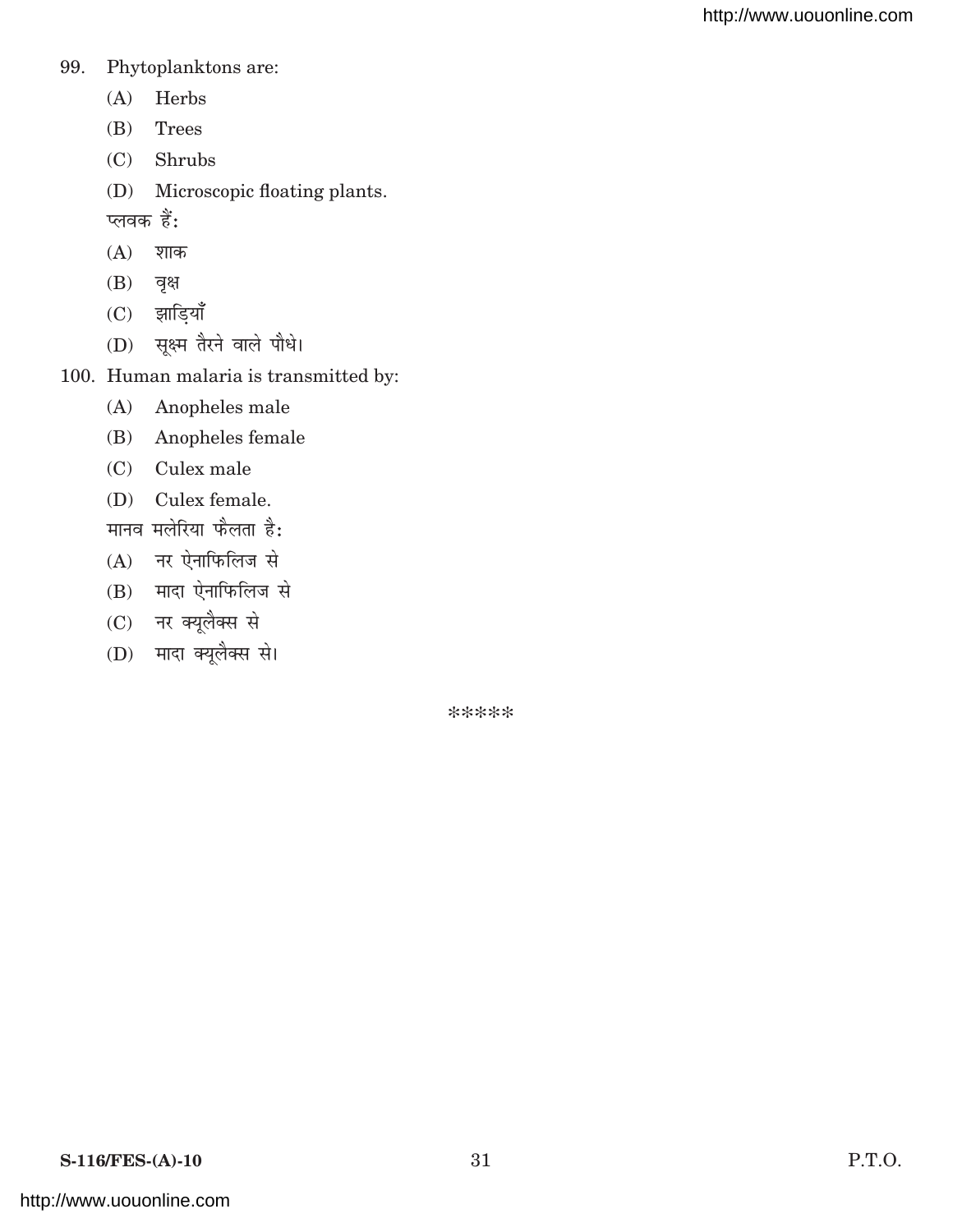99. Phytoplanktons are:

(A) Herbs

(B) Trees

(C) Shrubs

(D) Microscopic floating plants.

प्लवक हैं:

(A) शाक

(B) वृक्ष

(C) झाड़ियाँ

(D) सूक्ष्म तैरने वाले पौधे।

100. Human malaria is transmitted by:

(A) Anopheles male

(B) Anopheles female

(C) Culex male

(D) Culex female.

मानव मलेरिया फैलता है:

(A) नर ऐनाफिलिज से

(B) मादा ऐनाफिलिज से

(C) नर क्यूलैक्स से

(D) मादा क्यूलैक्स से।

*****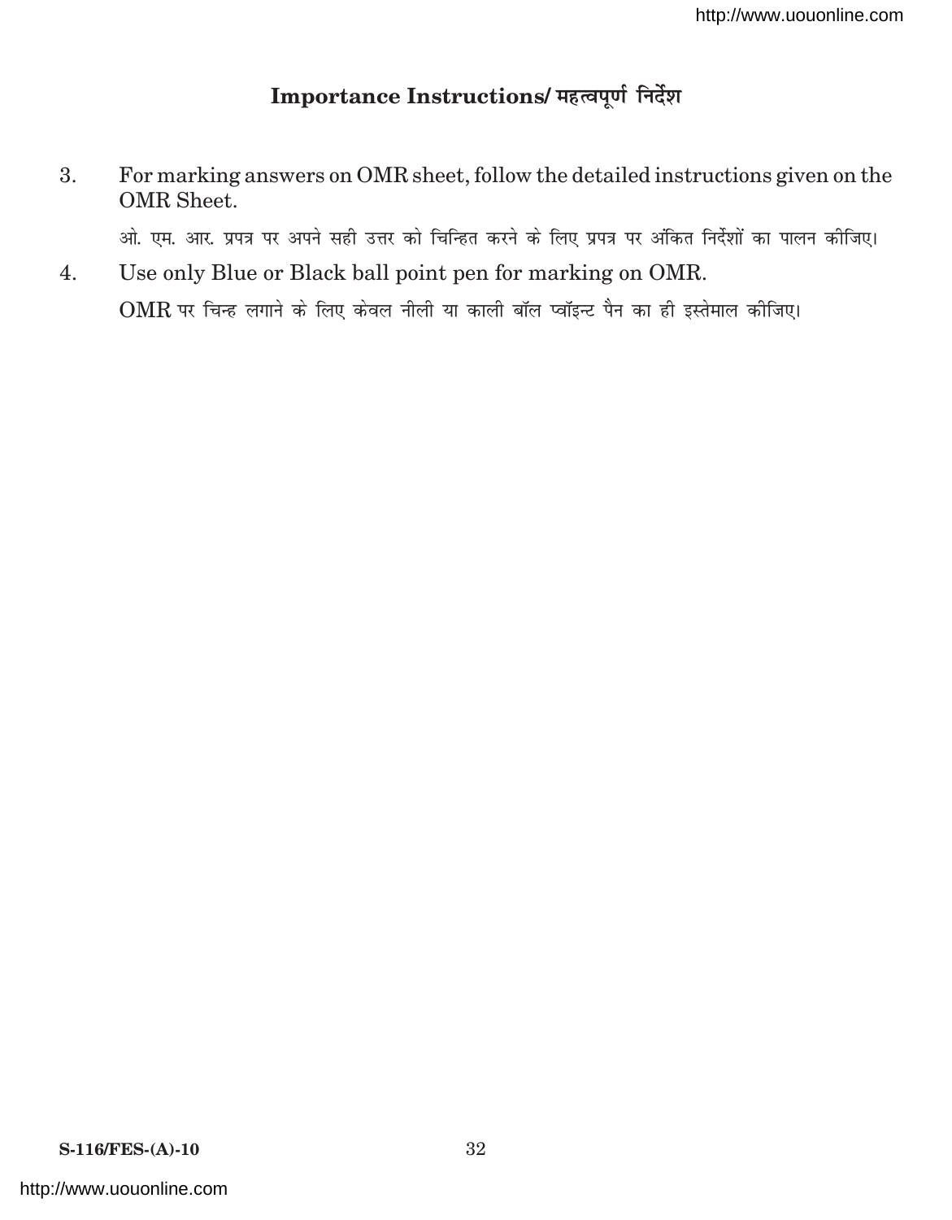## Importance Instructions/ महत्वपूर्ण निर्देश

3. For marking answers on OMR sheet, follow the detailed instructions given on the OMR Sheet.

   ओ. एम. आर. प्रपत्र पर अपने सही उत्तर को चिन्हित करने के लिए प्रपत्र पर अंकित निर्देशों का पालन कीजिए।

4. Use only Blue or Black ball point pen for marking on OMR.

   OMR पर चिन्ह लगाने के लिए केवल नीली या काली बॉल प्वॉइन्ट पैन का ही इस्तेमाल कीजिए।

S-116/FES-(A)-10